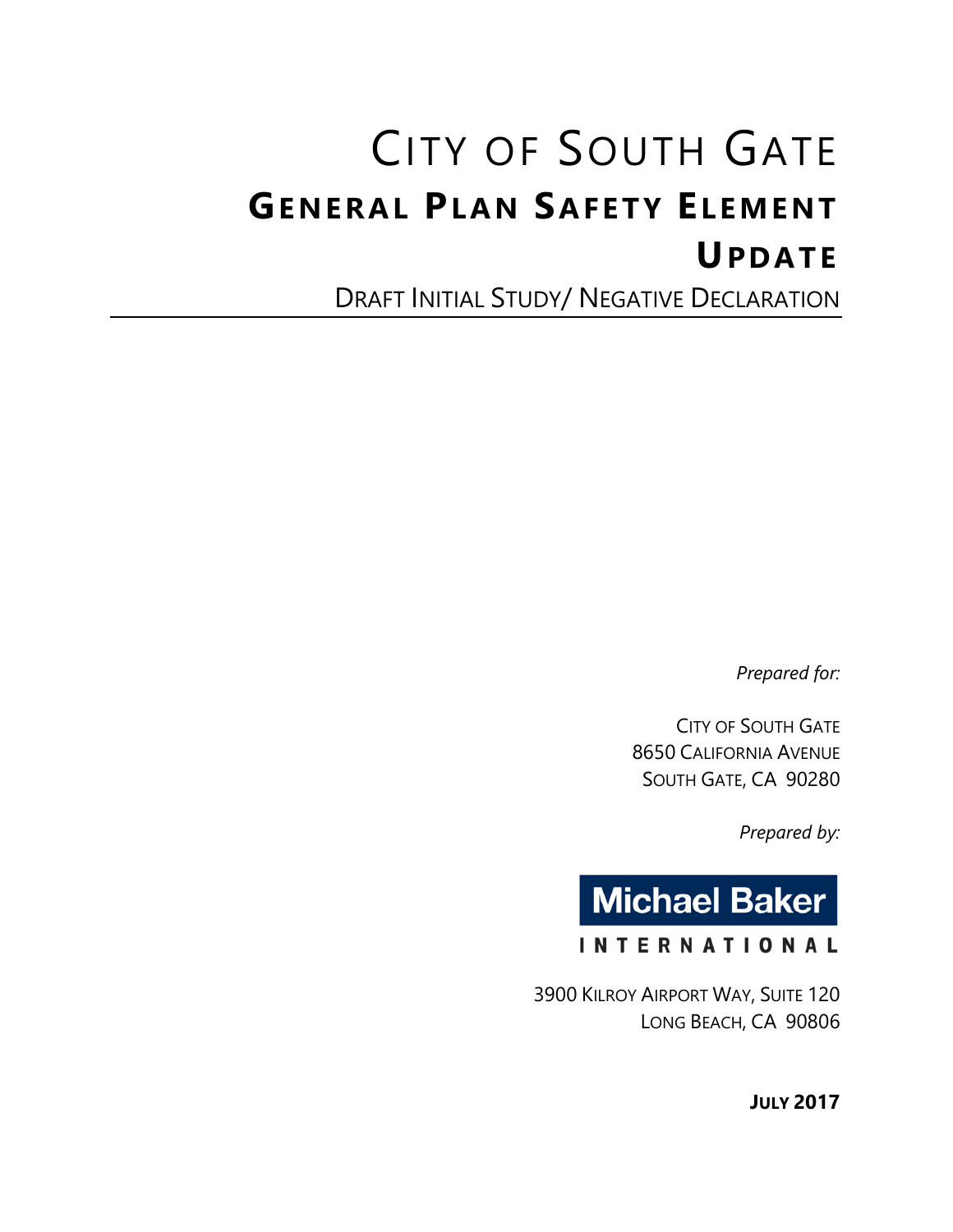# CITY OF SOUTH GATE

## GENERAL PLAN SAFETY ELEMENT UPDATE

DRAFT INITIAL STUDY/ NEGATIVE DECLARATION

*Prepared for:*

CITY OF SOUTH GATE
8650 CALIFORNIA AVENUE
SOUTH GATE, CA 90280

*Prepared by:*

Michael Baker
INTERNATIONAL

3900 KILROY AIRPORT WAY, SUITE 120
LONG BEACH, CA 90806

**JULY 2017**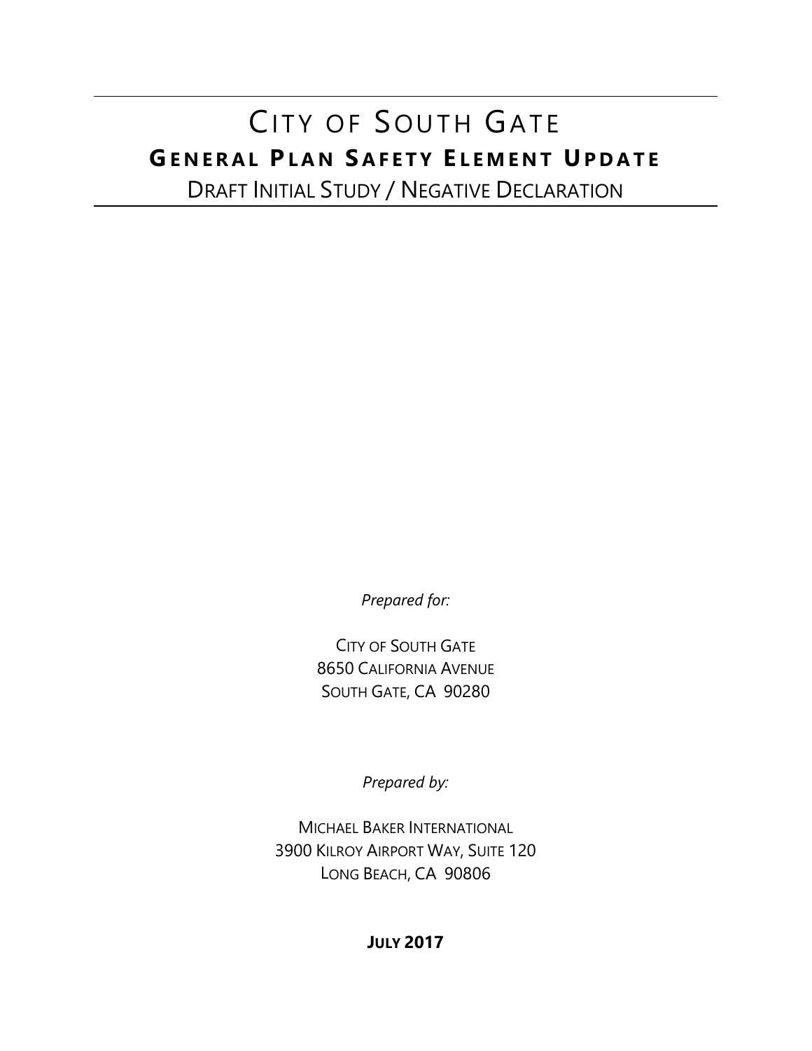# City of South Gate

## General Plan Safety Element Update

Draft Initial Study / Negative Declaration

*Prepared for:*

City of South Gate
8650 California Avenue
South Gate, CA 90280

*Prepared by:*

Michael Baker International
3900 Kilroy Airport Way, Suite 120
Long Beach, CA 90806

**July 2017**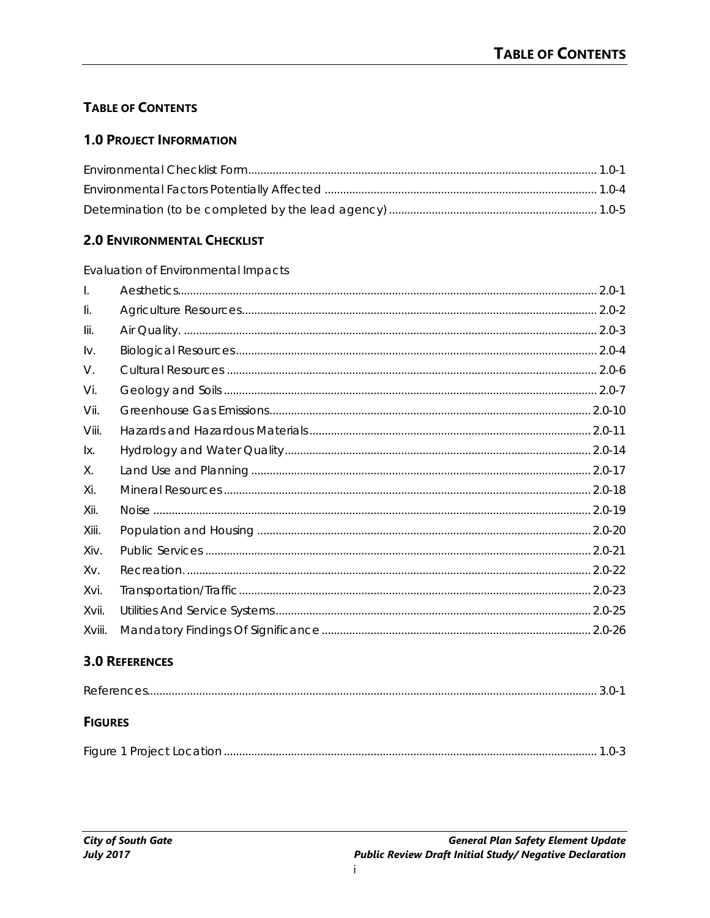## TABLE OF CONTENTS

### 1.0 PROJECT INFORMATION

Environmental Checklist Form ........................................................ 1.0-1
Environmental Factors Potentially Affected ........................................................ 1.0-4
Determination (to be completed by the lead agency) ........................................................ 1.0-5

### 2.0 ENVIRONMENTAL CHECKLIST

Evaluation of Environmental Impacts

| | | |
|---|---|---|
| I. | Aesthetics | 2.0-1 |
| Ii. | Agriculture Resources | 2.0-2 |
| Iii. | Air Quality. | 2.0-3 |
| Iv. | Biological Resources | 2.0-4 |
| V. | Cultural Resources | 2.0-6 |
| Vi. | Geology and Soils | 2.0-7 |
| Vii. | Greenhouse Gas Emissions | 2.0-10 |
| Viii. | Hazards and Hazardous Materials | 2.0-11 |
| Ix. | Hydrology and Water Quality | 2.0-14 |
| X. | Land Use and Planning | 2.0-17 |
| Xi. | Mineral Resources | 2.0-18 |
| Xii. | Noise | 2.0-19 |
| Xiii. | Population and Housing | 2.0-20 |
| Xiv. | Public Services | 2.0-21 |
| Xv. | Recreation. | 2.0-22 |
| Xvi. | Transportation/Traffic | 2.0-23 |
| Xvii. | Utilities And Service Systems | 2.0-25 |
| Xviii. | Mandatory Findings Of Significance | 2.0-26 |

### 3.0 REFERENCES

References ........................................................ 3.0-1

### FIGURES

Figure 1 Project Location ........................................................ 1.0-3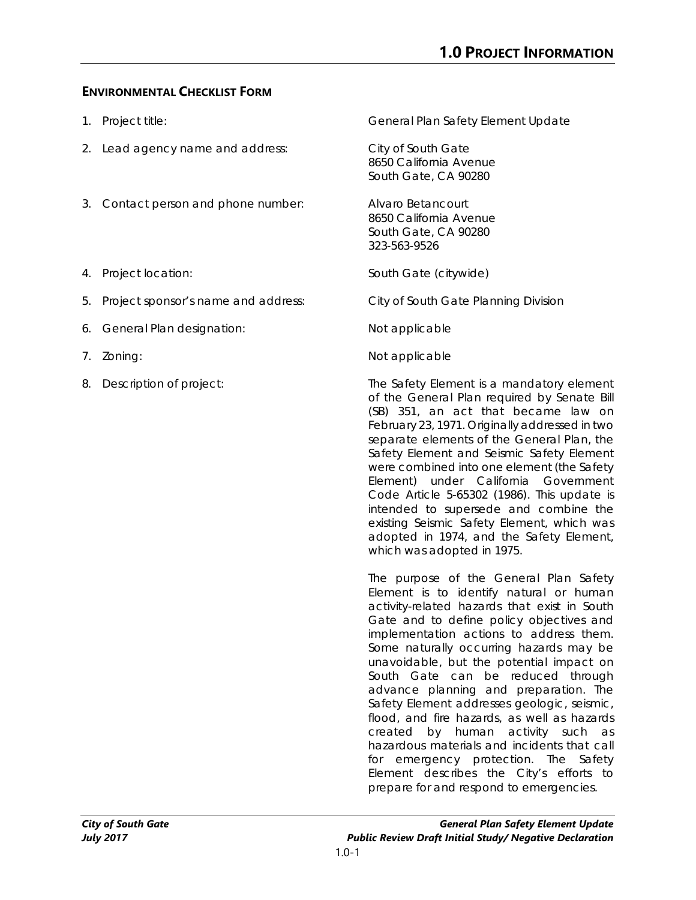# 1.0 PROJECT INFORMATION

## ENVIRONMENTAL CHECKLIST FORM

1. Project title: General Plan Safety Element Update

2. Lead agency name and address: City of South Gate
   8650 California Avenue
   South Gate, CA 90280

3. Contact person and phone number: Alvaro Betancourt
   8650 California Avenue
   South Gate, CA 90280
   323-563-9526

4. Project location: South Gate (citywide)

5. Project sponsor's name and address: City of South Gate Planning Division

6. General Plan designation: Not applicable

7. Zoning: Not applicable

8. Description of project: The Safety Element is a mandatory element of the General Plan required by Senate Bill (SB) 351, an act that became law on February 23, 1971. Originally addressed in two separate elements of the General Plan, the Safety Element and Seismic Safety Element were combined into one element (the Safety Element) under California Government Code Article 5-65302 (1986). This update is intended to supersede and combine the existing Seismic Safety Element, which was adopted in 1974, and the Safety Element, which was adopted in 1975.

   The purpose of the General Plan Safety Element is to identify natural or human activity-related hazards that exist in South Gate and to define policy objectives and implementation actions to address them. Some naturally occurring hazards may be unavoidable, but the potential impact on South Gate can be reduced through advance planning and preparation. The Safety Element addresses geologic, seismic, flood, and fire hazards, as well as hazards created by human activity such as hazardous materials and incidents that call for emergency protection. The Safety Element describes the City's efforts to prepare for and respond to emergencies.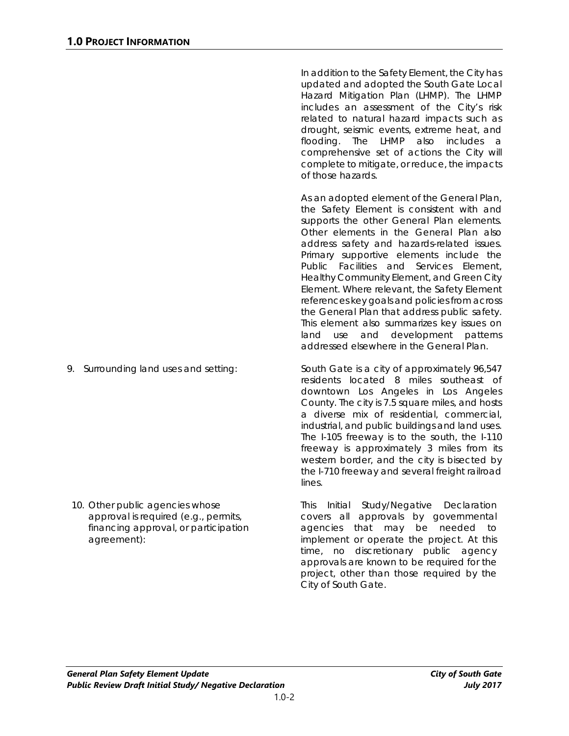## 1.0 PROJECT INFORMATION

In addition to the Safety Element, the City has updated and adopted the South Gate Local Hazard Mitigation Plan (LHMP). The LHMP includes an assessment of the City's risk related to natural hazard impacts such as drought, seismic events, extreme heat, and flooding. The LHMP also includes a comprehensive set of actions the City will complete to mitigate, or reduce, the impacts of those hazards.

As an adopted element of the General Plan, the Safety Element is consistent with and supports the other General Plan elements. Other elements in the General Plan also address safety and hazards-related issues. Primary supportive elements include the Public Facilities and Services Element, Healthy Community Element, and Green City Element. Where relevant, the Safety Element references key goals and policies from across the General Plan that address public safety. This element also summarizes key issues on land use and development patterns addressed elsewhere in the General Plan.

9. Surrounding land uses and setting:

South Gate is a city of approximately 96,547 residents located 8 miles southeast of downtown Los Angeles in Los Angeles County. The city is 7.5 square miles, and hosts a diverse mix of residential, commercial, industrial, and public buildings and land uses. The I-105 freeway is to the south, the I-110 freeway is approximately 3 miles from its western border, and the city is bisected by the I-710 freeway and several freight railroad lines.

10. Other public agencies whose approval is required (e.g., permits, financing approval, or participation agreement):

This Initial Study/Negative Declaration covers all approvals by governmental agencies that may be needed to implement or operate the project. At this time, no discretionary public agency approvals are known to be required for the project, other than those required by the City of South Gate.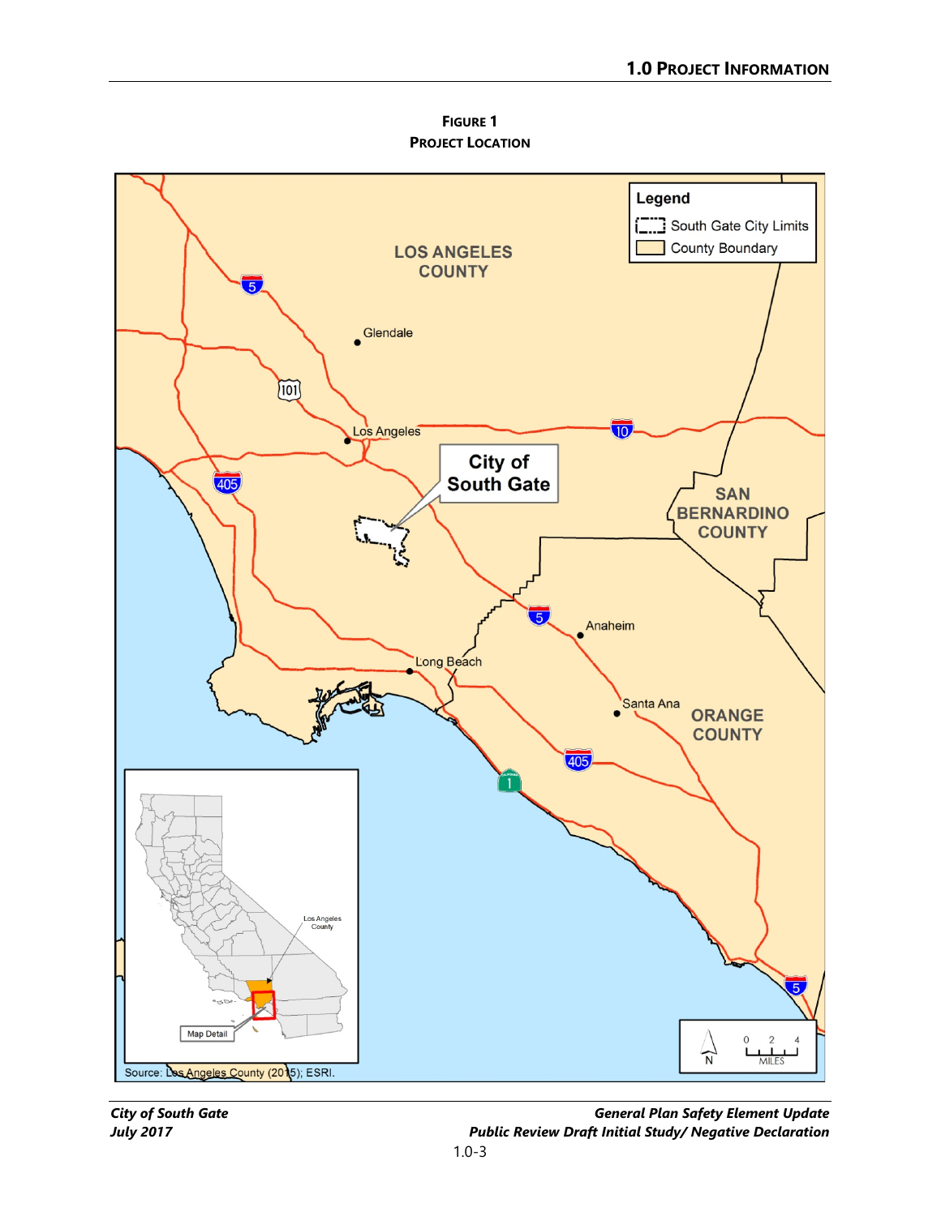**FIGURE 1**
**PROJECT LOCATION**

Source: Los Angeles County (2015); ESRI.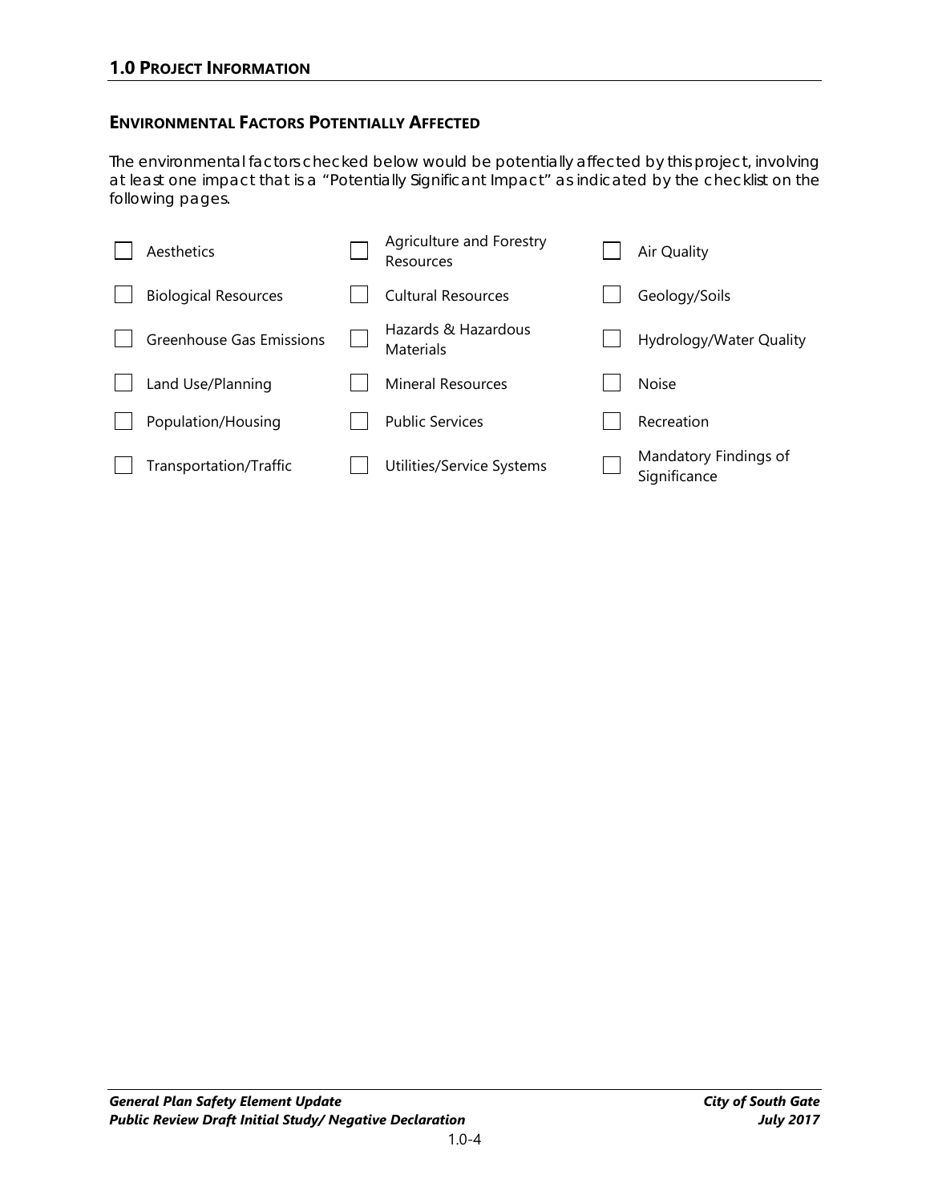## 1.0 PROJECT INFORMATION

### ENVIRONMENTAL FACTORS POTENTIALLY AFFECTED

The environmental factors checked below would be potentially affected by this project, involving at least one impact that is a "Potentially Significant Impact" as indicated by the checklist on the following pages.

| | | |
|---|---|---|
| ☐ Aesthetics | ☐ Agriculture and Forestry Resources | ☐ Air Quality |
| ☐ Biological Resources | ☐ Cultural Resources | ☐ Geology/Soils |
| ☐ Greenhouse Gas Emissions | ☐ Hazards & Hazardous Materials | ☐ Hydrology/Water Quality |
| ☐ Land Use/Planning | ☐ Mineral Resources | ☐ Noise |
| ☐ Population/Housing | ☐ Public Services | ☐ Recreation |
| ☐ Transportation/Traffic | ☐ Utilities/Service Systems | ☐ Mandatory Findings of Significance |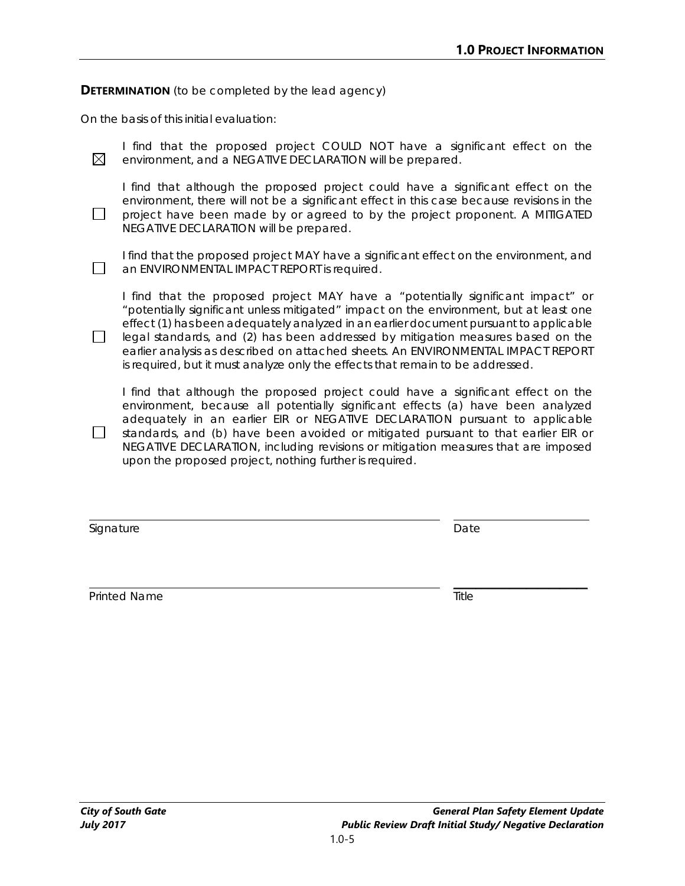**DETERMINATION** (to be completed by the lead agency)

On the basis of this initial evaluation:

☒ I find that the proposed project COULD NOT have a significant effect on the environment, and a NEGATIVE DECLARATION will be prepared.

☐ I find that although the proposed project could have a significant effect on the environment, there will not be a significant effect in this case because revisions in the project have been made by or agreed to by the project proponent. A MITIGATED NEGATIVE DECLARATION will be prepared.

☐ I find that the proposed project MAY have a significant effect on the environment, and an ENVIRONMENTAL IMPACT REPORT is required.

☐ I find that the proposed project MAY have a "potentially significant impact" or "potentially significant unless mitigated" impact on the environment, but at least one effect (1) has been adequately analyzed in an earlier document pursuant to applicable legal standards, and (2) has been addressed by mitigation measures based on the earlier analysis as described on attached sheets. An ENVIRONMENTAL IMPACT REPORT is required, but it must analyze only the effects that remain to be addressed.

☐ I find that although the proposed project could have a significant effect on the environment, because all potentially significant effects (a) have been analyzed adequately in an earlier EIR or NEGATIVE DECLARATION pursuant to applicable standards, and (b) have been avoided or mitigated pursuant to that earlier EIR or NEGATIVE DECLARATION, including revisions or mitigation measures that are imposed upon the proposed project, nothing further is required.

| | |
|---|---|
| \_\_\_\_\_\_\_\_\_\_\_\_\_\_\_\_\_\_\_\_\_\_\_\_\_\_\_\_\_\_ | \_\_\_\_\_\_\_\_\_\_\_\_\_\_\_\_ |
| Signature | Date |
| \_\_\_\_\_\_\_\_\_\_\_\_\_\_\_\_\_\_\_\_\_\_\_\_\_\_\_\_\_\_ | \_\_\_\_\_\_\_\_\_\_\_\_\_\_\_\_ |
| Printed Name | Title |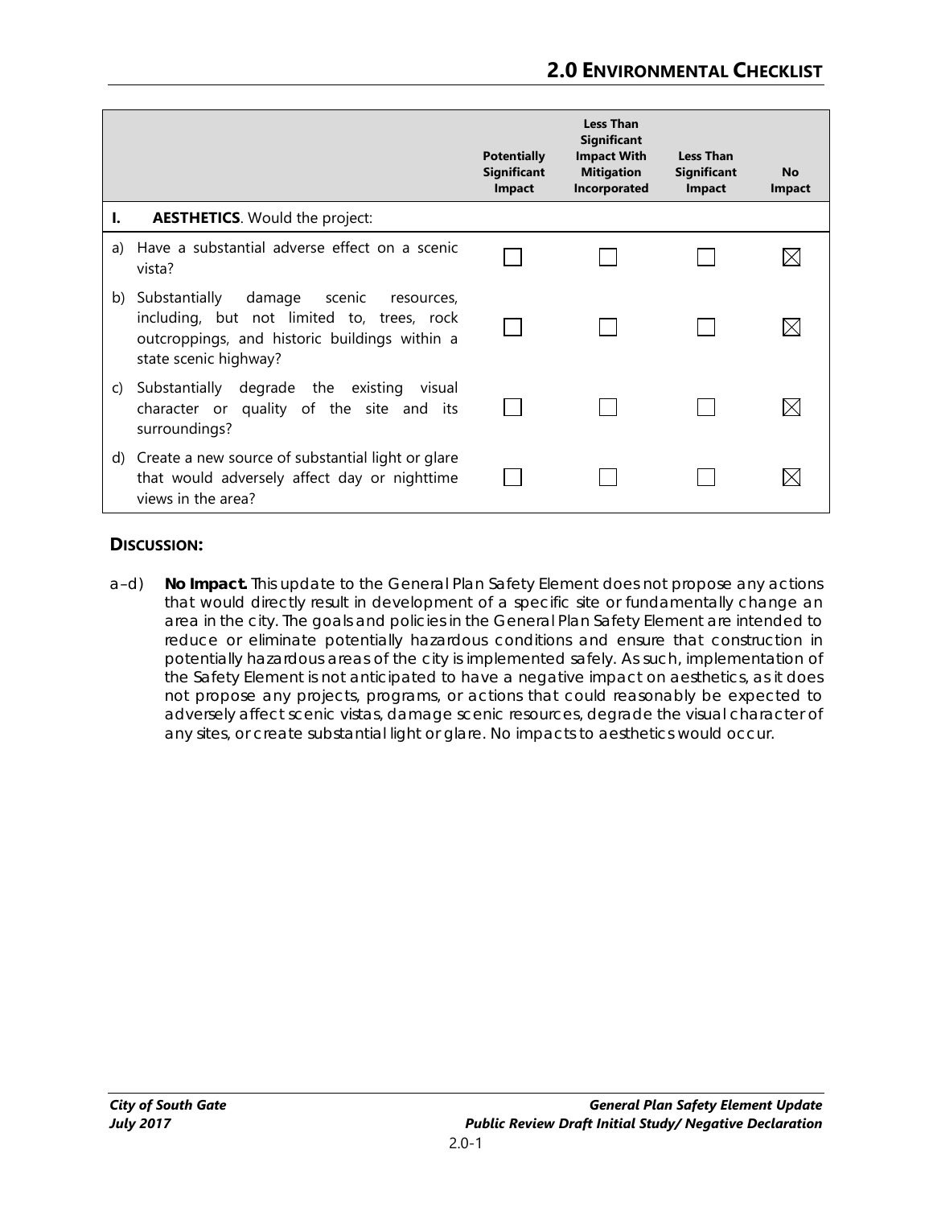| | Potentially Significant Impact | Less Than Significant Impact With Mitigation Incorporated | Less Than Significant Impact | No Impact |
|---|---|---|---|---|
| **I. AESTHETICS**. Would the project: | | | | |
| a) Have a substantial adverse effect on a scenic vista? | ☐ | ☐ | ☐ | ☒ |
| b) Substantially damage scenic resources, including, but not limited to, trees, rock outcroppings, and historic buildings within a state scenic highway? | ☐ | ☐ | ☐ | ☒ |
| c) Substantially degrade the existing visual character or quality of the site and its surroundings? | ☐ | ☐ | ☐ | ☒ |
| d) Create a new source of substantial light or glare that would adversely affect day or nighttime views in the area? | ☐ | ☐ | ☐ | ☒ |

### DISCUSSION:

a–d) **No Impact.** This update to the General Plan Safety Element does not propose any actions that would directly result in development of a specific site or fundamentally change an area in the city. The goals and policies in the General Plan Safety Element are intended to reduce or eliminate potentially hazardous conditions and ensure that construction in potentially hazardous areas of the city is implemented safely. As such, implementation of the Safety Element is not anticipated to have a negative impact on aesthetics, as it does not propose any projects, programs, or actions that could reasonably be expected to adversely affect scenic vistas, damage scenic resources, degrade the visual character of any sites, or create substantial light or glare. No impacts to aesthetics would occur.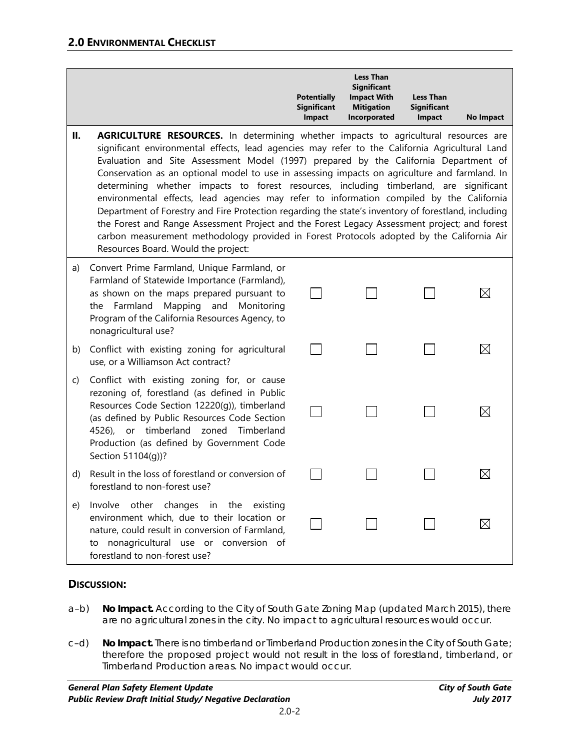## 2.0 ENVIRONMENTAL CHECKLIST

| | | Potentially Significant Impact | Less Than Significant Impact With Mitigation Incorporated | Less Than Significant Impact | No Impact |
|---|---|---|---|---|---|
| **II.** | **AGRICULTURE RESOURCES.** In determining whether impacts to agricultural resources are significant environmental effects, lead agencies may refer to the California Agricultural Land Evaluation and Site Assessment Model (1997) prepared by the California Department of Conservation as an optional model to use in assessing impacts on agriculture and farmland. In determining whether impacts to forest resources, including timberland, are significant environmental effects, lead agencies may refer to information compiled by the California Department of Forestry and Fire Protection regarding the state's inventory of forestland, including the Forest and Range Assessment Project and the Forest Legacy Assessment project; and forest carbon measurement methodology provided in Forest Protocols adopted by the California Air Resources Board. Would the project: | | | | |
| a) | Convert Prime Farmland, Unique Farmland, or Farmland of Statewide Importance (Farmland), as shown on the maps prepared pursuant to the Farmland Mapping and Monitoring Program of the California Resources Agency, to nonagricultural use? | ☐ | ☐ | ☐ | ☒ |
| b) | Conflict with existing zoning for agricultural use, or a Williamson Act contract? | ☐ | ☐ | ☐ | ☒ |
| c) | Conflict with existing zoning for, or cause rezoning of, forestland (as defined in Public Resources Code Section 12220(g)), timberland (as defined by Public Resources Code Section 4526), or timberland zoned Timberland Production (as defined by Government Code Section 51104(g))? | ☐ | ☐ | ☐ | ☒ |
| d) | Result in the loss of forestland or conversion of forestland to non-forest use? | ☐ | ☐ | ☐ | ☒ |
| e) | Involve other changes in the existing environment which, due to their location or nature, could result in conversion of Farmland, to nonagricultural use or conversion of forestland to non-forest use? | ☐ | ☐ | ☐ | ☒ |

### DISCUSSION:

a–b) **No Impact.** According to the City of South Gate Zoning Map (updated March 2015), there are no agricultural zones in the city. No impact to agricultural resources would occur.

c–d) **No Impact.** There is no timberland or Timberland Production zones in the City of South Gate; therefore the proposed project would not result in the loss of forestland, timberland, or Timberland Production areas. No impact would occur.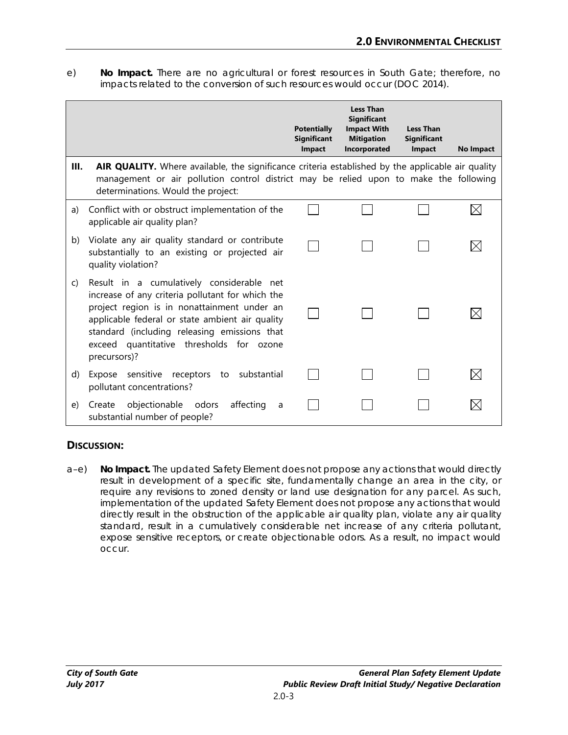e) **No Impact.** There are no agricultural or forest resources in South Gate; therefore, no impacts related to the conversion of such resources would occur (DOC 2014).

| | | Potentially Significant Impact | Less Than Significant Impact With Mitigation Incorporated | Less Than Significant Impact | No Impact |
|---|---|---|---|---|---|
| **III.** | **AIR QUALITY.** Where available, the significance criteria established by the applicable air quality management or air pollution control district may be relied upon to make the following determinations. Would the project: | | | | |
| a) | Conflict with or obstruct implementation of the applicable air quality plan? | ☐ | ☐ | ☐ | ☒ |
| b) | Violate any air quality standard or contribute substantially to an existing or projected air quality violation? | ☐ | ☐ | ☐ | ☒ |
| c) | Result in a cumulatively considerable net increase of any criteria pollutant for which the project region is in nonattainment under an applicable federal or state ambient air quality standard (including releasing emissions that exceed quantitative thresholds for ozone precursors)? | ☐ | ☐ | ☐ | ☒ |
| d) | Expose sensitive receptors to substantial pollutant concentrations? | ☐ | ☐ | ☐ | ☒ |
| e) | Create objectionable odors affecting a substantial number of people? | ☐ | ☐ | ☐ | ☒ |

## DISCUSSION:

a–e) **No Impact.** The updated Safety Element does not propose any actions that would directly result in development of a specific site, fundamentally change an area in the city, or require any revisions to zoned density or land use designation for any parcel. As such, implementation of the updated Safety Element does not propose any actions that would directly result in the obstruction of the applicable air quality plan, violate any air quality standard, result in a cumulatively considerable net increase of any criteria pollutant, expose sensitive receptors, or create objectionable odors. As a result, no impact would occur.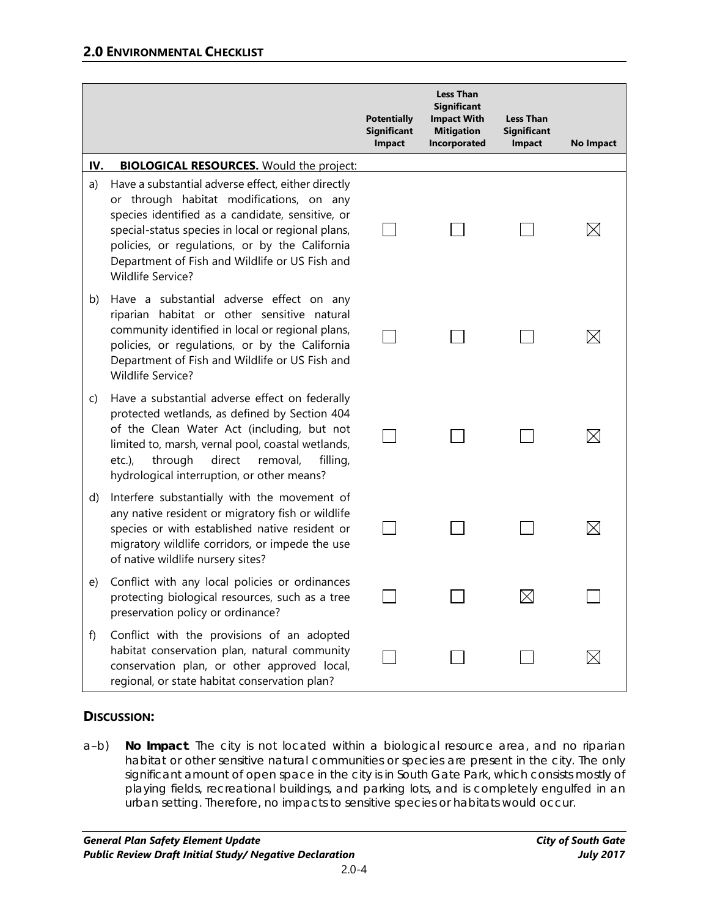## 2.0 Environmental Checklist

| | | Potentially Significant Impact | Less Than Significant Impact With Mitigation Incorporated | Less Than Significant Impact | No Impact |
|---|---|---|---|---|---|
| **IV.** | **BIOLOGICAL RESOURCES.** Would the project: | | | | |
| a) | Have a substantial adverse effect, either directly or through habitat modifications, on any species identified as a candidate, sensitive, or special-status species in local or regional plans, policies, or regulations, or by the California Department of Fish and Wildlife or US Fish and Wildlife Service? | ☐ | ☐ | ☐ | ☒ |
| b) | Have a substantial adverse effect on any riparian habitat or other sensitive natural community identified in local or regional plans, policies, or regulations, or by the California Department of Fish and Wildlife or US Fish and Wildlife Service? | ☐ | ☐ | ☐ | ☒ |
| c) | Have a substantial adverse effect on federally protected wetlands, as defined by Section 404 of the Clean Water Act (including, but not limited to, marsh, vernal pool, coastal wetlands, etc.), through direct removal, filling, hydrological interruption, or other means? | ☐ | ☐ | ☐ | ☒ |
| d) | Interfere substantially with the movement of any native resident or migratory fish or wildlife species or with established native resident or migratory wildlife corridors, or impede the use of native wildlife nursery sites? | ☐ | ☐ | ☐ | ☒ |
| e) | Conflict with any local policies or ordinances protecting biological resources, such as a tree preservation policy or ordinance? | ☐ | ☐ | ☒ | ☐ |
| f) | Conflict with the provisions of an adopted habitat conservation plan, natural community conservation plan, or other approved local, regional, or state habitat conservation plan? | ☐ | ☐ | ☐ | ☒ |

### Discussion:

a–b) **No Impact**. The city is not located within a biological resource area, and no riparian habitat or other sensitive natural communities or species are present in the city. The only significant amount of open space in the city is in South Gate Park, which consists mostly of playing fields, recreational buildings, and parking lots, and is completely engulfed in an urban setting. Therefore, no impacts to sensitive species or habitats would occur.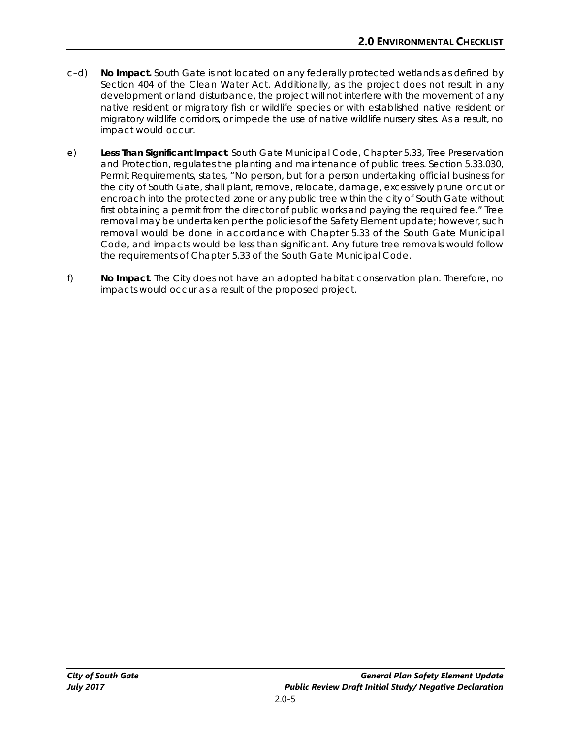c–d) **No Impact.** South Gate is not located on any federally protected wetlands as defined by Section 404 of the Clean Water Act. Additionally, as the project does not result in any development or land disturbance, the project will not interfere with the movement of any native resident or migratory fish or wildlife species or with established native resident or migratory wildlife corridors, or impede the use of native wildlife nursery sites. As a result, no impact would occur.

e) **Less Than Significant Impact**. South Gate Municipal Code, Chapter 5.33, Tree Preservation and Protection, regulates the planting and maintenance of public trees. Section 5.33.030, Permit Requirements, states, "No person, but for a person undertaking official business for the city of South Gate, shall plant, remove, relocate, damage, excessively prune or cut or encroach into the protected zone or any public tree within the city of South Gate without first obtaining a permit from the director of public works and paying the required fee." Tree removal may be undertaken per the policies of the Safety Element update; however, such removal would be done in accordance with Chapter 5.33 of the South Gate Municipal Code, and impacts would be less than significant. Any future tree removals would follow the requirements of Chapter 5.33 of the South Gate Municipal Code.

f) **No Impact**. The City does not have an adopted habitat conservation plan. Therefore, no impacts would occur as a result of the proposed project.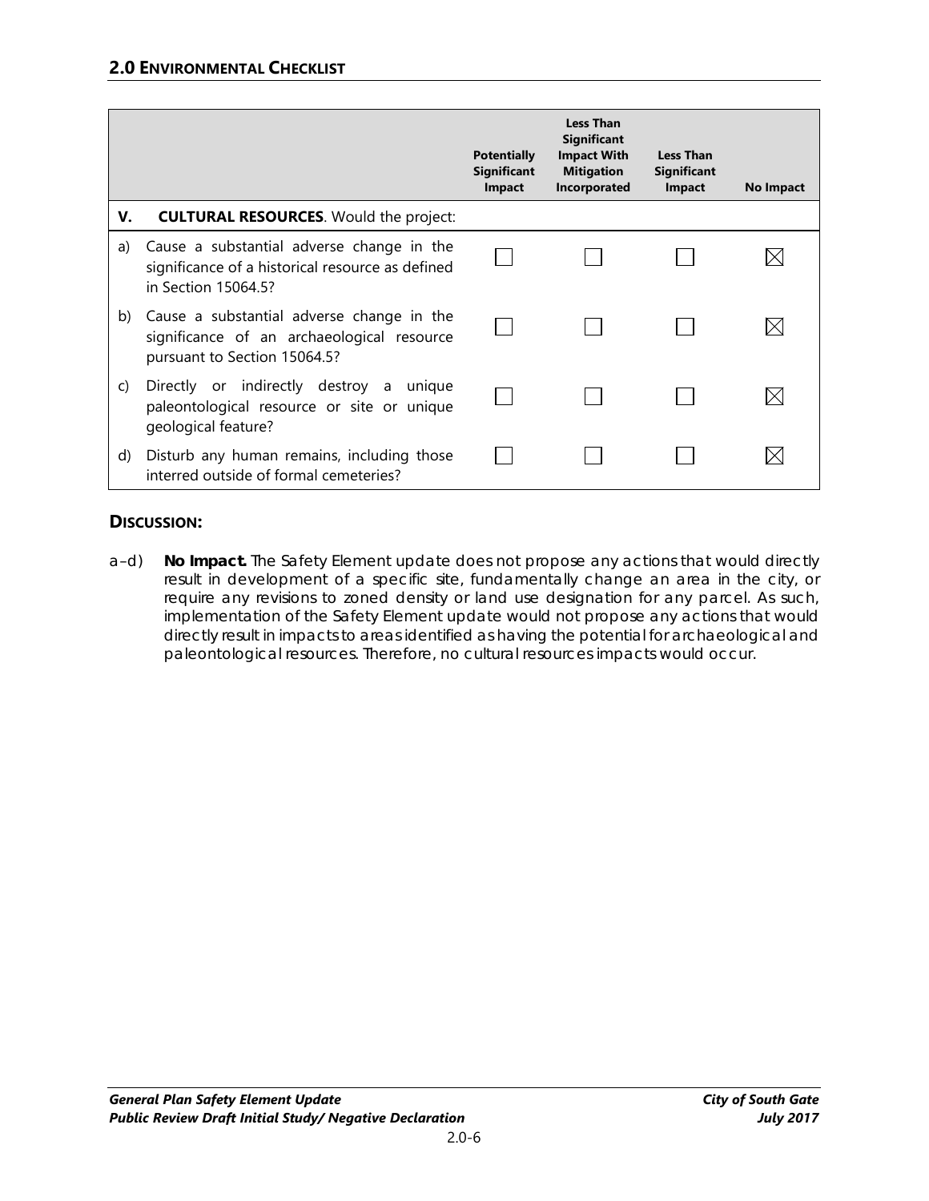| | | Potentially Significant Impact | Less Than Significant Impact With Mitigation Incorporated | Less Than Significant Impact | No Impact |
|---|---|---|---|---|---|
| **V.** | **CULTURAL RESOURCES**. Would the project: | | | | |
| a) | Cause a substantial adverse change in the significance of a historical resource as defined in Section 15064.5? | ☐ | ☐ | ☐ | ☒ |
| b) | Cause a substantial adverse change in the significance of an archaeological resource pursuant to Section 15064.5? | ☐ | ☐ | ☐ | ☒ |
| c) | Directly or indirectly destroy a unique paleontological resource or site or unique geological feature? | ☐ | ☐ | ☐ | ☒ |
| d) | Disturb any human remains, including those interred outside of formal cemeteries? | ☐ | ☐ | ☐ | ☒ |

### DISCUSSION:

a–d) **No Impact.** The Safety Element update does not propose any actions that would directly result in development of a specific site, fundamentally change an area in the city, or require any revisions to zoned density or land use designation for any parcel. As such, implementation of the Safety Element update would not propose any actions that would directly result in impacts to areas identified as having the potential for archaeological and paleontological resources. Therefore, no cultural resources impacts would occur.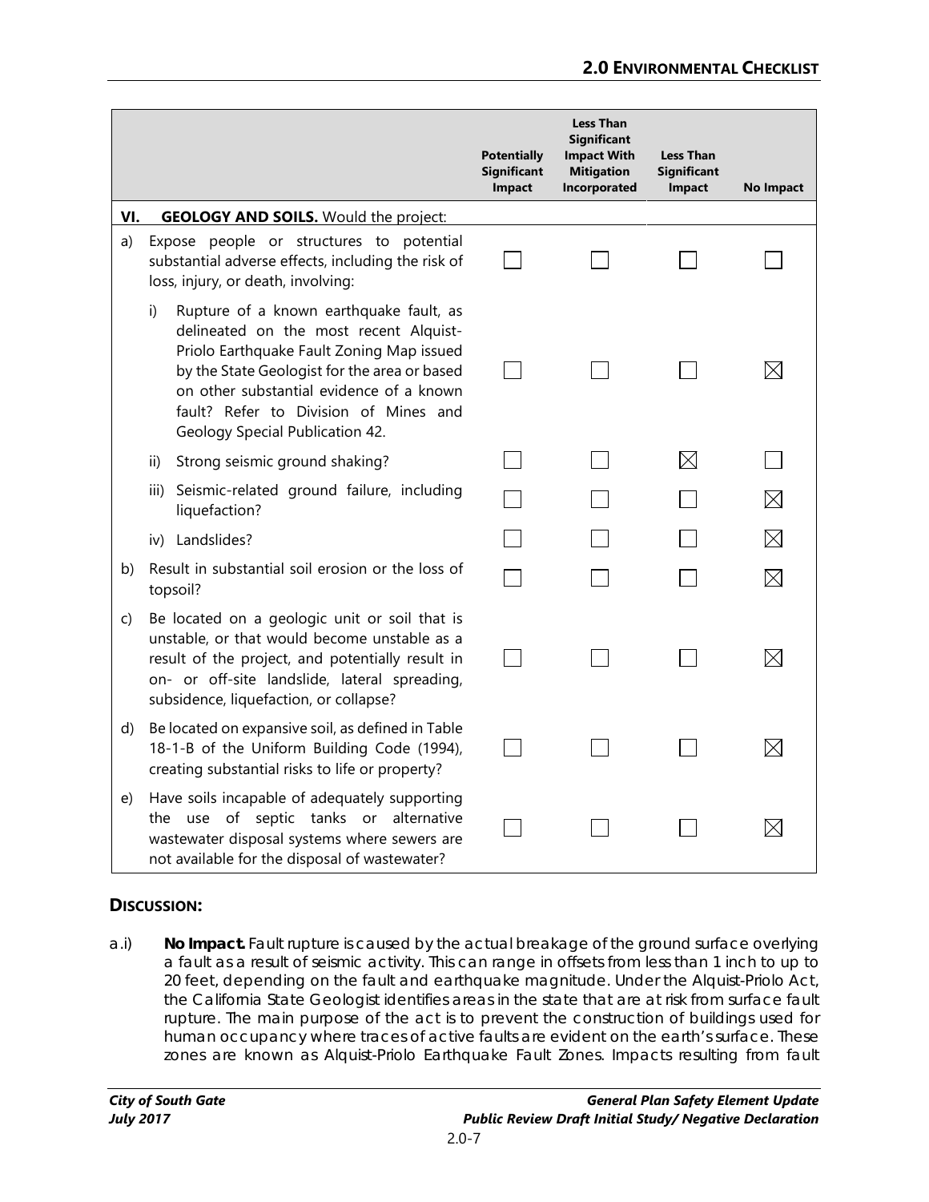| | Potentially Significant Impact | Less Than Significant Impact With Mitigation Incorporated | Less Than Significant Impact | No Impact |
|---|---|---|---|---|
| **VI. GEOLOGY AND SOILS.** Would the project: | | | | |
| a) Expose people or structures to potential substantial adverse effects, including the risk of loss, injury, or death, involving: | ☐ | ☐ | ☐ | ☐ |
| i) Rupture of a known earthquake fault, as delineated on the most recent Alquist-Priolo Earthquake Fault Zoning Map issued by the State Geologist for the area or based on other substantial evidence of a known fault? Refer to Division of Mines and Geology Special Publication 42. | ☐ | ☐ | ☐ | ☒ |
| ii) Strong seismic ground shaking? | ☐ | ☐ | ☒ | ☐ |
| iii) Seismic-related ground failure, including liquefaction? | ☐ | ☐ | ☐ | ☒ |
| iv) Landslides? | ☐ | ☐ | ☐ | ☒ |
| b) Result in substantial soil erosion or the loss of topsoil? | ☐ | ☐ | ☐ | ☒ |
| c) Be located on a geologic unit or soil that is unstable, or that would become unstable as a result of the project, and potentially result in on- or off-site landslide, lateral spreading, subsidence, liquefaction, or collapse? | ☐ | ☐ | ☐ | ☒ |
| d) Be located on expansive soil, as defined in Table 18-1-B of the Uniform Building Code (1994), creating substantial risks to life or property? | ☐ | ☐ | ☐ | ☒ |
| e) Have soils incapable of adequately supporting the use of septic tanks or alternative wastewater disposal systems where sewers are not available for the disposal of wastewater? | ☐ | ☐ | ☐ | ☒ |

## DISCUSSION:

a.i) **No Impact.** Fault rupture is caused by the actual breakage of the ground surface overlying a fault as a result of seismic activity. This can range in offsets from less than 1 inch to up to 20 feet, depending on the fault and earthquake magnitude. Under the Alquist-Priolo Act, the California State Geologist identifies areas in the state that are at risk from surface fault rupture. The main purpose of the act is to prevent the construction of buildings used for human occupancy where traces of active faults are evident on the earth's surface. These zones are known as Alquist-Priolo Earthquake Fault Zones. Impacts resulting from fault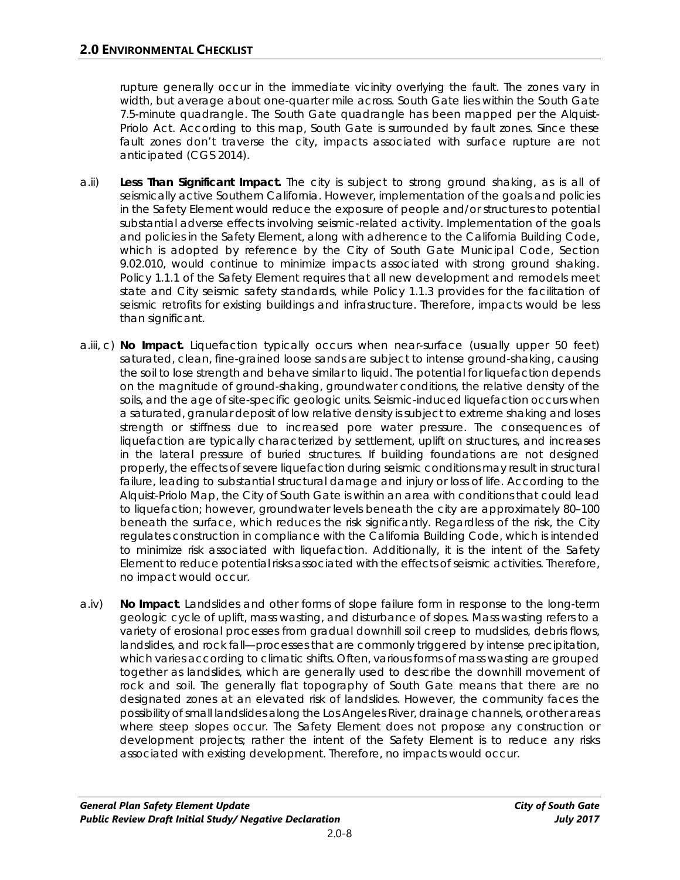rupture generally occur in the immediate vicinity overlying the fault. The zones vary in width, but average about one-quarter mile across. South Gate lies within the South Gate 7.5-minute quadrangle. The South Gate quadrangle has been mapped per the Alquist-Priolo Act. According to this map, South Gate is surrounded by fault zones. Since these fault zones don't traverse the city, impacts associated with surface rupture are not anticipated (CGS 2014).

a.ii) **Less Than Significant Impact.** The city is subject to strong ground shaking, as is all of seismically active Southern California. However, implementation of the goals and policies in the Safety Element would reduce the exposure of people and/or structures to potential substantial adverse effects involving seismic-related activity. Implementation of the goals and policies in the Safety Element, along with adherence to the California Building Code, which is adopted by reference by the City of South Gate Municipal Code, Section 9.02.010, would continue to minimize impacts associated with strong ground shaking. Policy 1.1.1 of the Safety Element requires that all new development and remodels meet state and City seismic safety standards, while Policy 1.1.3 provides for the facilitation of seismic retrofits for existing buildings and infrastructure. Therefore, impacts would be less than significant.

a.iii, c) **No Impact.** Liquefaction typically occurs when near-surface (usually upper 50 feet) saturated, clean, fine-grained loose sands are subject to intense ground-shaking, causing the soil to lose strength and behave similar to liquid. The potential for liquefaction depends on the magnitude of ground-shaking, groundwater conditions, the relative density of the soils, and the age of site-specific geologic units. Seismic-induced liquefaction occurs when a saturated, granular deposit of low relative density is subject to extreme shaking and loses strength or stiffness due to increased pore water pressure. The consequences of liquefaction are typically characterized by settlement, uplift on structures, and increases in the lateral pressure of buried structures. If building foundations are not designed properly, the effects of severe liquefaction during seismic conditions may result in structural failure, leading to substantial structural damage and injury or loss of life. According to the Alquist-Priolo Map, the City of South Gate is within an area with conditions that could lead to liquefaction; however, groundwater levels beneath the city are approximately 80–100 beneath the surface, which reduces the risk significantly. Regardless of the risk, the City regulates construction in compliance with the California Building Code, which is intended to minimize risk associated with liquefaction. Additionally, it is the intent of the Safety Element to reduce potential risks associated with the effects of seismic activities. Therefore, no impact would occur.

a.iv) **No Impact**. Landslides and other forms of slope failure form in response to the long-term geologic cycle of uplift, mass wasting, and disturbance of slopes. Mass wasting refers to a variety of erosional processes from gradual downhill soil creep to mudslides, debris flows, landslides, and rock fall—processes that are commonly triggered by intense precipitation, which varies according to climatic shifts. Often, various forms of mass wasting are grouped together as landslides, which are generally used to describe the downhill movement of rock and soil. The generally flat topography of South Gate means that there are no designated zones at an elevated risk of landslides. However, the community faces the possibility of small landslides along the Los Angeles River, drainage channels, or other areas where steep slopes occur. The Safety Element does not propose any construction or development projects; rather the intent of the Safety Element is to reduce any risks associated with existing development. Therefore, no impacts would occur.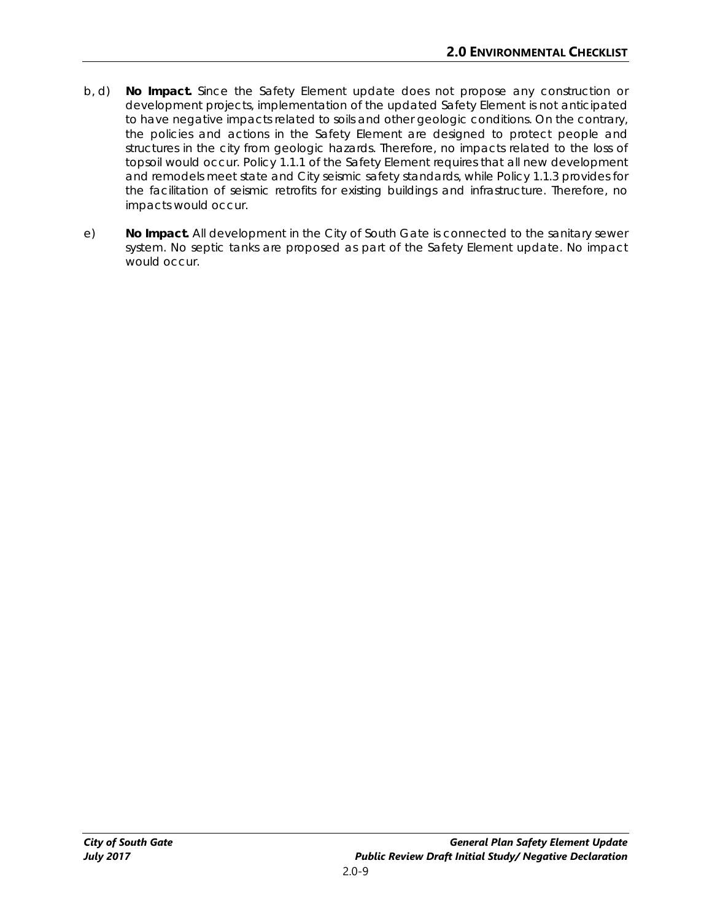b, d) **No Impact.** Since the Safety Element update does not propose any construction or development projects, implementation of the updated Safety Element is not anticipated to have negative impacts related to soils and other geologic conditions. On the contrary, the policies and actions in the Safety Element are designed to protect people and structures in the city from geologic hazards. Therefore, no impacts related to the loss of topsoil would occur. Policy 1.1.1 of the Safety Element requires that all new development and remodels meet state and City seismic safety standards, while Policy 1.1.3 provides for the facilitation of seismic retrofits for existing buildings and infrastructure. Therefore, no impacts would occur.

e) **No Impact.** All development in the City of South Gate is connected to the sanitary sewer system. No septic tanks are proposed as part of the Safety Element update. No impact would occur.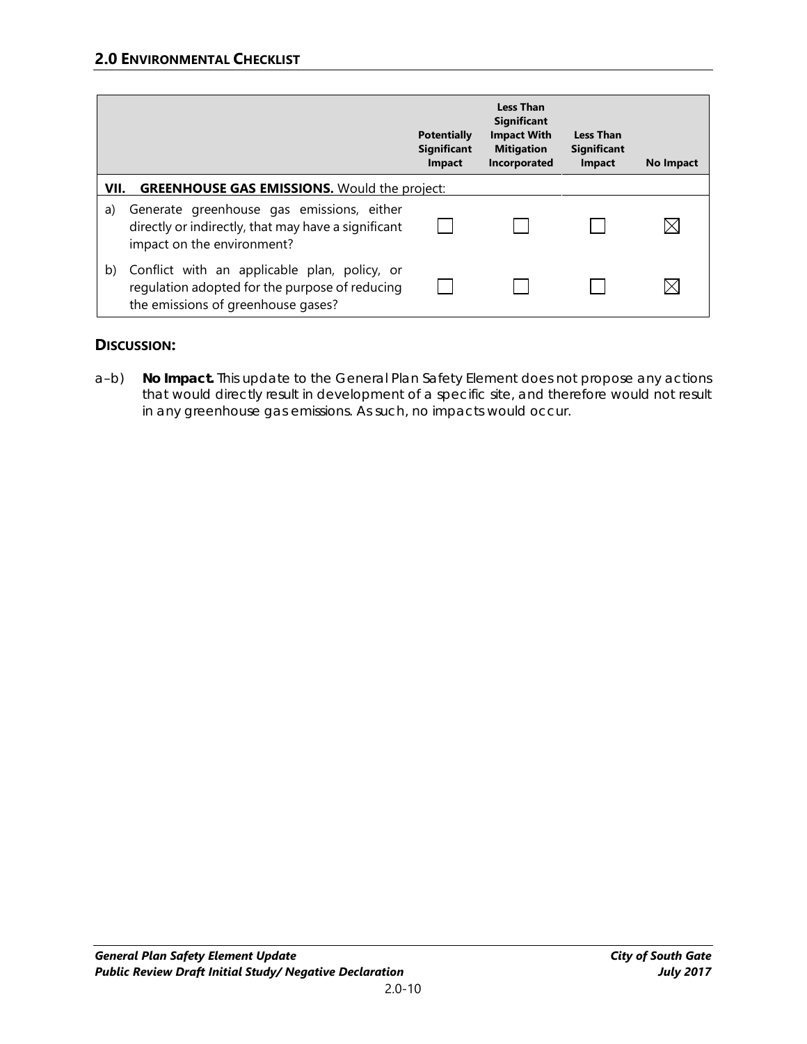| | Potentially Significant Impact | Less Than Significant Impact With Mitigation Incorporated | Less Than Significant Impact | No Impact |
|---|---|---|---|---|
| **VII. GREENHOUSE GAS EMISSIONS.** Would the project: | | | | |
| a) Generate greenhouse gas emissions, either directly or indirectly, that may have a significant impact on the environment? | ☐ | ☐ | ☐ | ☒ |
| b) Conflict with an applicable plan, policy, or regulation adopted for the purpose of reducing the emissions of greenhouse gases? | ☐ | ☐ | ☐ | ☒ |

### DISCUSSION:

a–b) **No Impact.** This update to the General Plan Safety Element does not propose any actions that would directly result in development of a specific site, and therefore would not result in any greenhouse gas emissions. As such, no impacts would occur.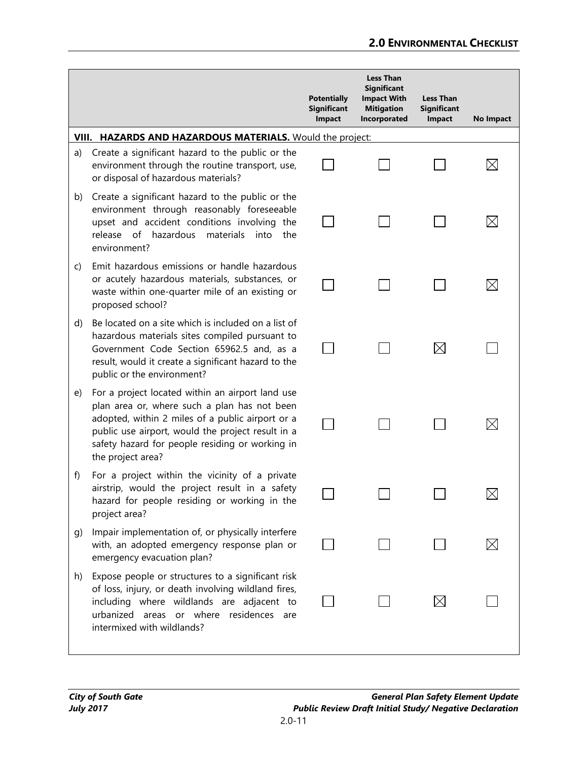| | Potentially Significant Impact | Less Than Significant Impact With Mitigation Incorporated | Less Than Significant Impact | No Impact |
|---|---|---|---|---|
| **VIII. HAZARDS AND HAZARDOUS MATERIALS.** Would the project: | | | | |
| a) Create a significant hazard to the public or the environment through the routine transport, use, or disposal of hazardous materials? | ☐ | ☐ | ☐ | ☒ |
| b) Create a significant hazard to the public or the environment through reasonably foreseeable upset and accident conditions involving the release of hazardous materials into the environment? | ☐ | ☐ | ☐ | ☒ |
| c) Emit hazardous emissions or handle hazardous or acutely hazardous materials, substances, or waste within one-quarter mile of an existing or proposed school? | ☐ | ☐ | ☐ | ☒ |
| d) Be located on a site which is included on a list of hazardous materials sites compiled pursuant to Government Code Section 65962.5 and, as a result, would it create a significant hazard to the public or the environment? | ☐ | ☐ | ☒ | ☐ |
| e) For a project located within an airport land use plan area or, where such a plan has not been adopted, within 2 miles of a public airport or a public use airport, would the project result in a safety hazard for people residing or working in the project area? | ☐ | ☐ | ☐ | ☒ |
| f) For a project within the vicinity of a private airstrip, would the project result in a safety hazard for people residing or working in the project area? | ☐ | ☐ | ☐ | ☒ |
| g) Impair implementation of, or physically interfere with, an adopted emergency response plan or emergency evacuation plan? | ☐ | ☐ | ☐ | ☒ |
| h) Expose people or structures to a significant risk of loss, injury, or death involving wildland fires, including where wildlands are adjacent to urbanized areas or where residences are intermixed with wildlands? | ☐ | ☐ | ☒ | ☐ |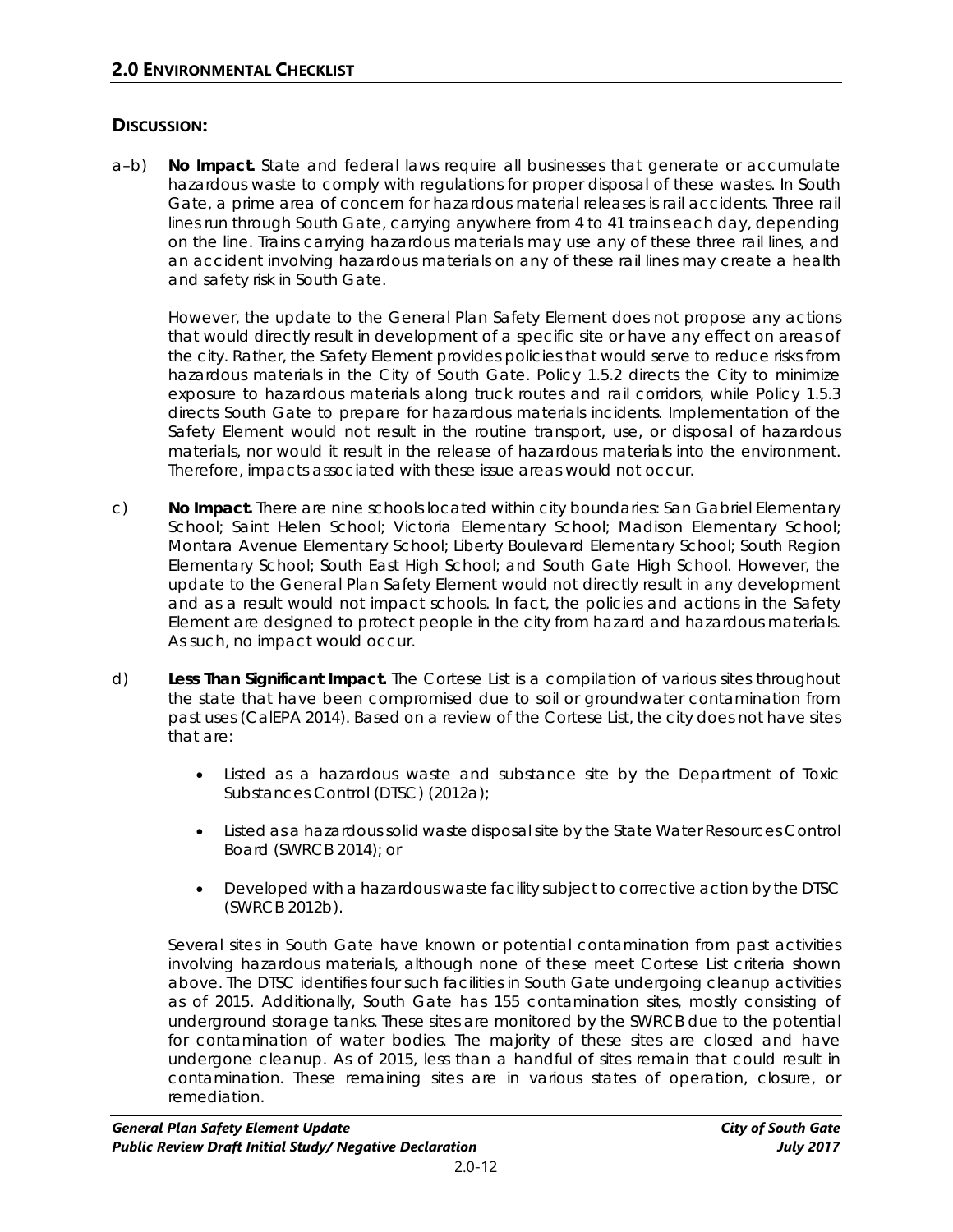## DISCUSSION:

a–b) **No Impact.** State and federal laws require all businesses that generate or accumulate hazardous waste to comply with regulations for proper disposal of these wastes. In South Gate, a prime area of concern for hazardous material releases is rail accidents. Three rail lines run through South Gate, carrying anywhere from 4 to 41 trains each day, depending on the line. Trains carrying hazardous materials may use any of these three rail lines, and an accident involving hazardous materials on any of these rail lines may create a health and safety risk in South Gate.

However, the update to the General Plan Safety Element does not propose any actions that would directly result in development of a specific site or have any effect on areas of the city. Rather, the Safety Element provides policies that would serve to reduce risks from hazardous materials in the City of South Gate. Policy 1.5.2 directs the City to minimize exposure to hazardous materials along truck routes and rail corridors, while Policy 1.5.3 directs South Gate to prepare for hazardous materials incidents. Implementation of the Safety Element would not result in the routine transport, use, or disposal of hazardous materials, nor would it result in the release of hazardous materials into the environment. Therefore, impacts associated with these issue areas would not occur.

c) **No Impact.** There are nine schools located within city boundaries: San Gabriel Elementary School; Saint Helen School; Victoria Elementary School; Madison Elementary School; Montara Avenue Elementary School; Liberty Boulevard Elementary School; South Region Elementary School; South East High School; and South Gate High School. However, the update to the General Plan Safety Element would not directly result in any development and as a result would not impact schools. In fact, the policies and actions in the Safety Element are designed to protect people in the city from hazard and hazardous materials. As such, no impact would occur.

d) **Less Than Significant Impact.** The Cortese List is a compilation of various sites throughout the state that have been compromised due to soil or groundwater contamination from past uses (CalEPA 2014). Based on a review of the Cortese List, the city does not have sites that are:

- Listed as a hazardous waste and substance site by the Department of Toxic Substances Control (DTSC) (2012a);
- Listed as a hazardous solid waste disposal site by the State Water Resources Control Board (SWRCB 2014); or
- Developed with a hazardous waste facility subject to corrective action by the DTSC (SWRCB 2012b).

Several sites in South Gate have known or potential contamination from past activities involving hazardous materials, although none of these meet Cortese List criteria shown above. The DTSC identifies four such facilities in South Gate undergoing cleanup activities as of 2015. Additionally, South Gate has 155 contamination sites, mostly consisting of underground storage tanks. These sites are monitored by the SWRCB due to the potential for contamination of water bodies. The majority of these sites are closed and have undergone cleanup. As of 2015, less than a handful of sites remain that could result in contamination. These remaining sites are in various states of operation, closure, or remediation.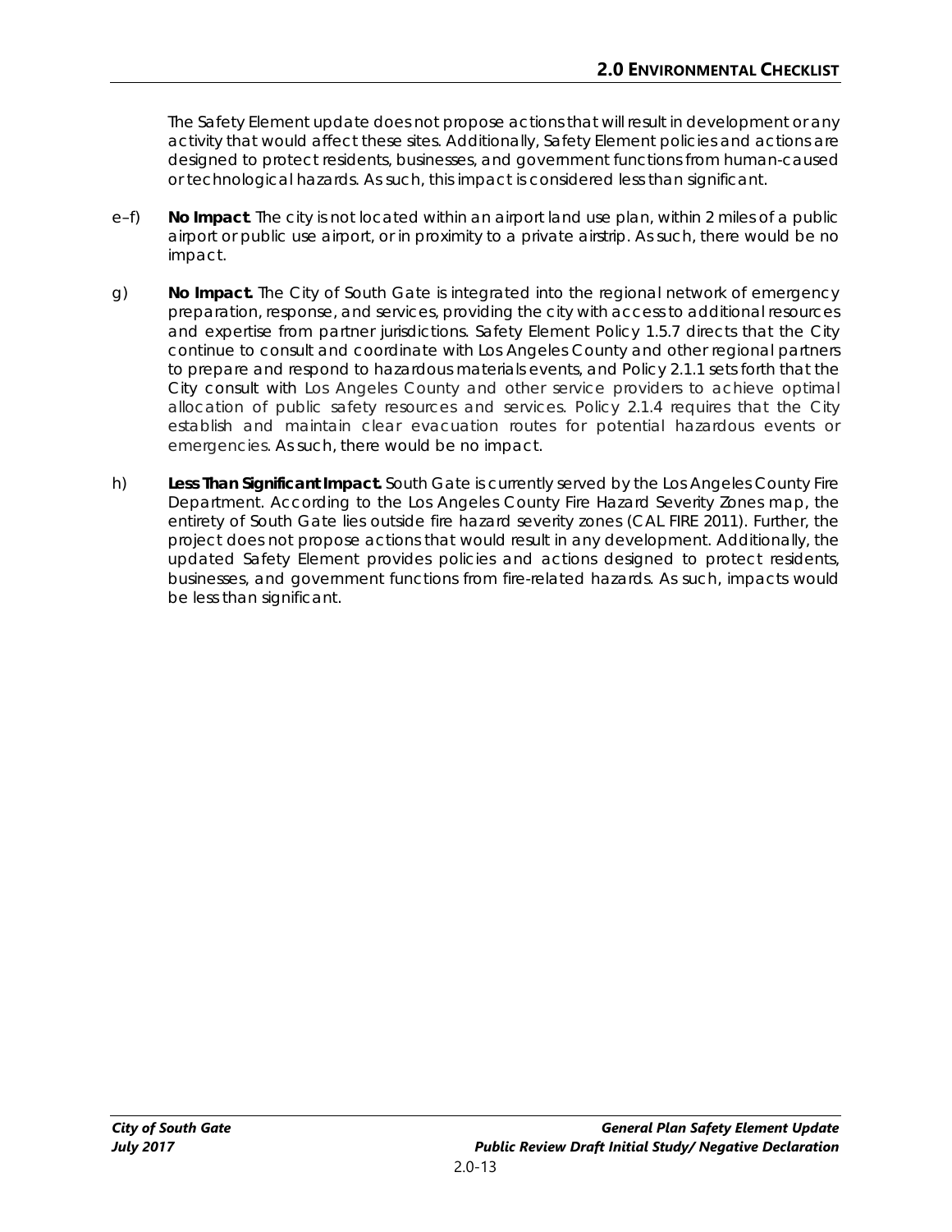The Safety Element update does not propose actions that will result in development or any activity that would affect these sites. Additionally, Safety Element policies and actions are designed to protect residents, businesses, and government functions from human-caused or technological hazards. As such, this impact is considered less than significant.

e–f) **No Impact**. The city is not located within an airport land use plan, within 2 miles of a public airport or public use airport, or in proximity to a private airstrip. As such, there would be no impact.

g) **No Impact.** The City of South Gate is integrated into the regional network of emergency preparation, response, and services, providing the city with access to additional resources and expertise from partner jurisdictions. Safety Element Policy 1.5.7 directs that the City continue to consult and coordinate with Los Angeles County and other regional partners to prepare and respond to hazardous materials events, and Policy 2.1.1 sets forth that the City consult with Los Angeles County and other service providers to achieve optimal allocation of public safety resources and services. Policy 2.1.4 requires that the City establish and maintain clear evacuation routes for potential hazardous events or emergencies. As such, there would be no impact.

h) **Less Than Significant Impact.** South Gate is currently served by the Los Angeles County Fire Department. According to the Los Angeles County Fire Hazard Severity Zones map, the entirety of South Gate lies outside fire hazard severity zones (CAL FIRE 2011). Further, the project does not propose actions that would result in any development. Additionally, the updated Safety Element provides policies and actions designed to protect residents, businesses, and government functions from fire-related hazards. As such, impacts would be less than significant.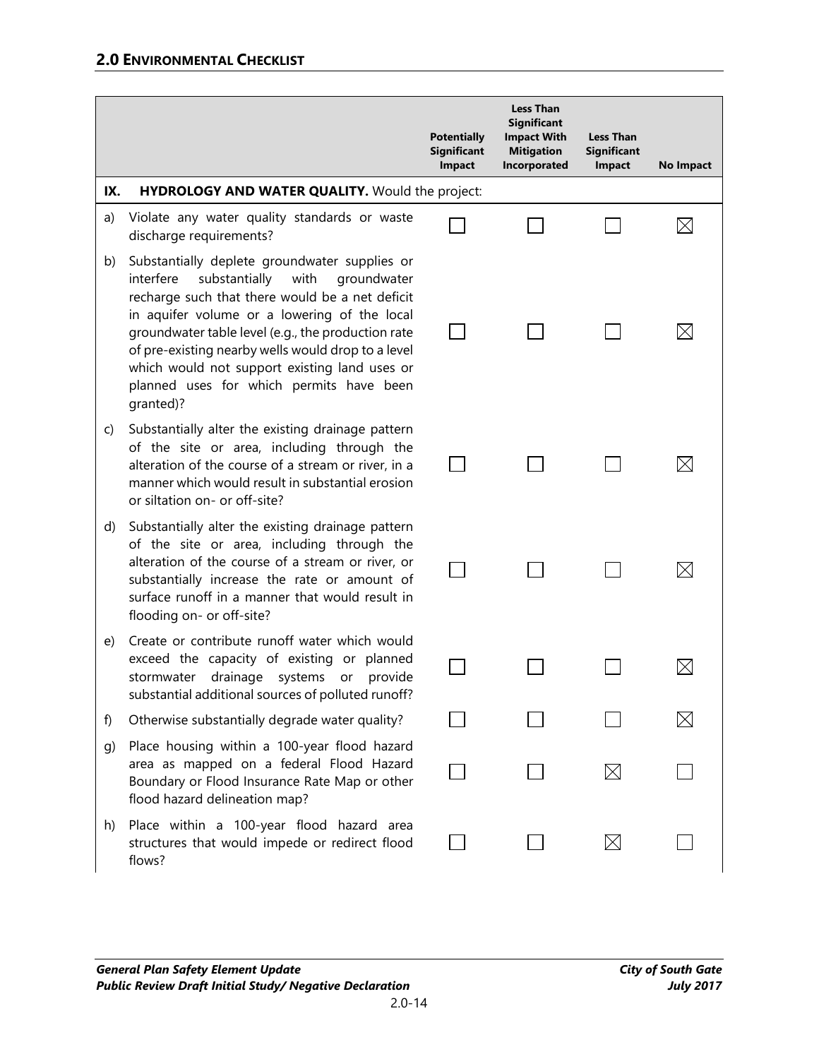| | | Potentially Significant Impact | Less Than Significant Impact With Mitigation Incorporated | Less Than Significant Impact | No Impact |
|---|---|---|---|---|---|
| **IX.** | **HYDROLOGY AND WATER QUALITY.** Would the project: | | | | |
| a) | Violate any water quality standards or waste discharge requirements? | ☐ | ☐ | ☐ | ☒ |
| b) | Substantially deplete groundwater supplies or interfere substantially with groundwater recharge such that there would be a net deficit in aquifer volume or a lowering of the local groundwater table level (e.g., the production rate of pre-existing nearby wells would drop to a level which would not support existing land uses or planned uses for which permits have been granted)? | ☐ | ☐ | ☐ | ☒ |
| c) | Substantially alter the existing drainage pattern of the site or area, including through the alteration of the course of a stream or river, in a manner which would result in substantial erosion or siltation on- or off-site? | ☐ | ☐ | ☐ | ☒ |
| d) | Substantially alter the existing drainage pattern of the site or area, including through the alteration of the course of a stream or river, or substantially increase the rate or amount of surface runoff in a manner that would result in flooding on- or off-site? | ☐ | ☐ | ☐ | ☒ |
| e) | Create or contribute runoff water which would exceed the capacity of existing or planned stormwater drainage systems or provide substantial additional sources of polluted runoff? | ☐ | ☐ | ☐ | ☒ |
| f) | Otherwise substantially degrade water quality? | ☐ | ☐ | ☐ | ☒ |
| g) | Place housing within a 100-year flood hazard area as mapped on a federal Flood Hazard Boundary or Flood Insurance Rate Map or other flood hazard delineation map? | ☐ | ☐ | ☒ | ☐ |
| h) | Place within a 100-year flood hazard area structures that would impede or redirect flood flows? | ☐ | ☐ | ☒ | ☐ |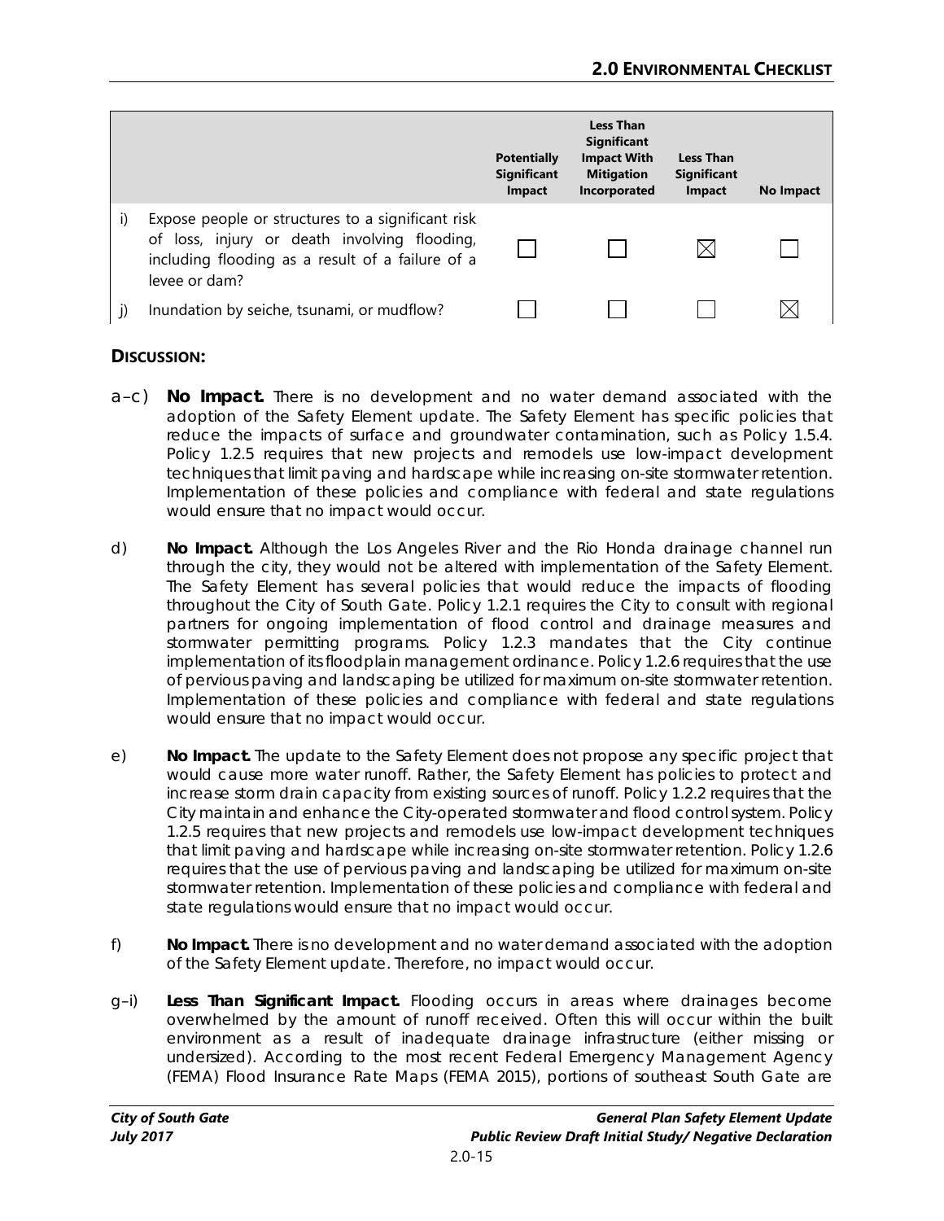| | | Potentially Significant Impact | Less Than Significant Impact With Mitigation Incorporated | Less Than Significant Impact | No Impact |
|---|---|---|---|---|---|
| i) | Expose people or structures to a significant risk of loss, injury or death involving flooding, including flooding as a result of a failure of a levee or dam? | ☐ | ☐ | ☒ | ☐ |
| j) | Inundation by seiche, tsunami, or mudflow? | ☐ | ☐ | ☐ | ☒ |

## DISCUSSION:

a–c) **No Impact.** There is no development and no water demand associated with the adoption of the Safety Element update. The Safety Element has specific policies that reduce the impacts of surface and groundwater contamination, such as Policy 1.5.4. Policy 1.2.5 requires that new projects and remodels use low-impact development techniques that limit paving and hardscape while increasing on-site stormwater retention. Implementation of these policies and compliance with federal and state regulations would ensure that no impact would occur.

d) **No Impact.** Although the Los Angeles River and the Rio Honda drainage channel run through the city, they would not be altered with implementation of the Safety Element. The Safety Element has several policies that would reduce the impacts of flooding throughout the City of South Gate. Policy 1.2.1 requires the City to consult with regional partners for ongoing implementation of flood control and drainage measures and stormwater permitting programs. Policy 1.2.3 mandates that the City continue implementation of its floodplain management ordinance. Policy 1.2.6 requires that the use of pervious paving and landscaping be utilized for maximum on-site stormwater retention. Implementation of these policies and compliance with federal and state regulations would ensure that no impact would occur.

e) **No Impact.** The update to the Safety Element does not propose any specific project that would cause more water runoff. Rather, the Safety Element has policies to protect and increase storm drain capacity from existing sources of runoff. Policy 1.2.2 requires that the City maintain and enhance the City-operated stormwater and flood control system. Policy 1.2.5 requires that new projects and remodels use low-impact development techniques that limit paving and hardscape while increasing on-site stormwater retention. Policy 1.2.6 requires that the use of pervious paving and landscaping be utilized for maximum on-site stormwater retention. Implementation of these policies and compliance with federal and state regulations would ensure that no impact would occur.

f) **No Impact.** There is no development and no water demand associated with the adoption of the Safety Element update. Therefore, no impact would occur.

g–i) **Less Than Significant Impact.** Flooding occurs in areas where drainages become overwhelmed by the amount of runoff received. Often this will occur within the built environment as a result of inadequate drainage infrastructure (either missing or undersized). According to the most recent Federal Emergency Management Agency (FEMA) Flood Insurance Rate Maps (FEMA 2015), portions of southeast South Gate are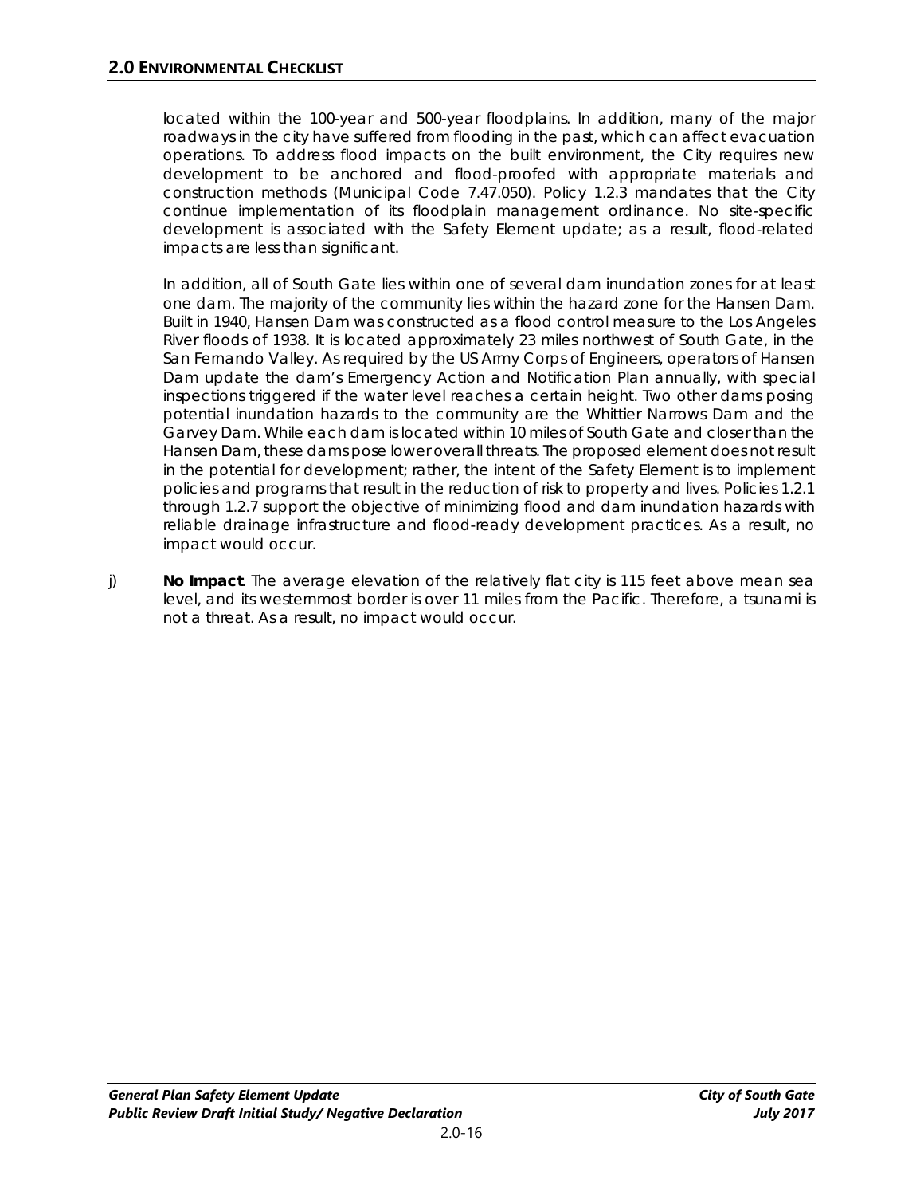located within the 100-year and 500-year floodplains. In addition, many of the major roadways in the city have suffered from flooding in the past, which can affect evacuation operations. To address flood impacts on the built environment, the City requires new development to be anchored and flood-proofed with appropriate materials and construction methods (Municipal Code 7.47.050). Policy 1.2.3 mandates that the City continue implementation of its floodplain management ordinance. No site-specific development is associated with the Safety Element update; as a result, flood-related impacts are less than significant.

In addition, all of South Gate lies within one of several dam inundation zones for at least one dam. The majority of the community lies within the hazard zone for the Hansen Dam. Built in 1940, Hansen Dam was constructed as a flood control measure to the Los Angeles River floods of 1938. It is located approximately 23 miles northwest of South Gate, in the San Fernando Valley. As required by the US Army Corps of Engineers, operators of Hansen Dam update the dam's Emergency Action and Notification Plan annually, with special inspections triggered if the water level reaches a certain height. Two other dams posing potential inundation hazards to the community are the Whittier Narrows Dam and the Garvey Dam. While each dam is located within 10 miles of South Gate and closer than the Hansen Dam, these dams pose lower overall threats. The proposed element does not result in the potential for development; rather, the intent of the Safety Element is to implement policies and programs that result in the reduction of risk to property and lives. Policies 1.2.1 through 1.2.7 support the objective of minimizing flood and dam inundation hazards with reliable drainage infrastructure and flood-ready development practices. As a result, no impact would occur.

j) **No Impact**. The average elevation of the relatively flat city is 115 feet above mean sea level, and its westernmost border is over 11 miles from the Pacific. Therefore, a tsunami is not a threat. As a result, no impact would occur.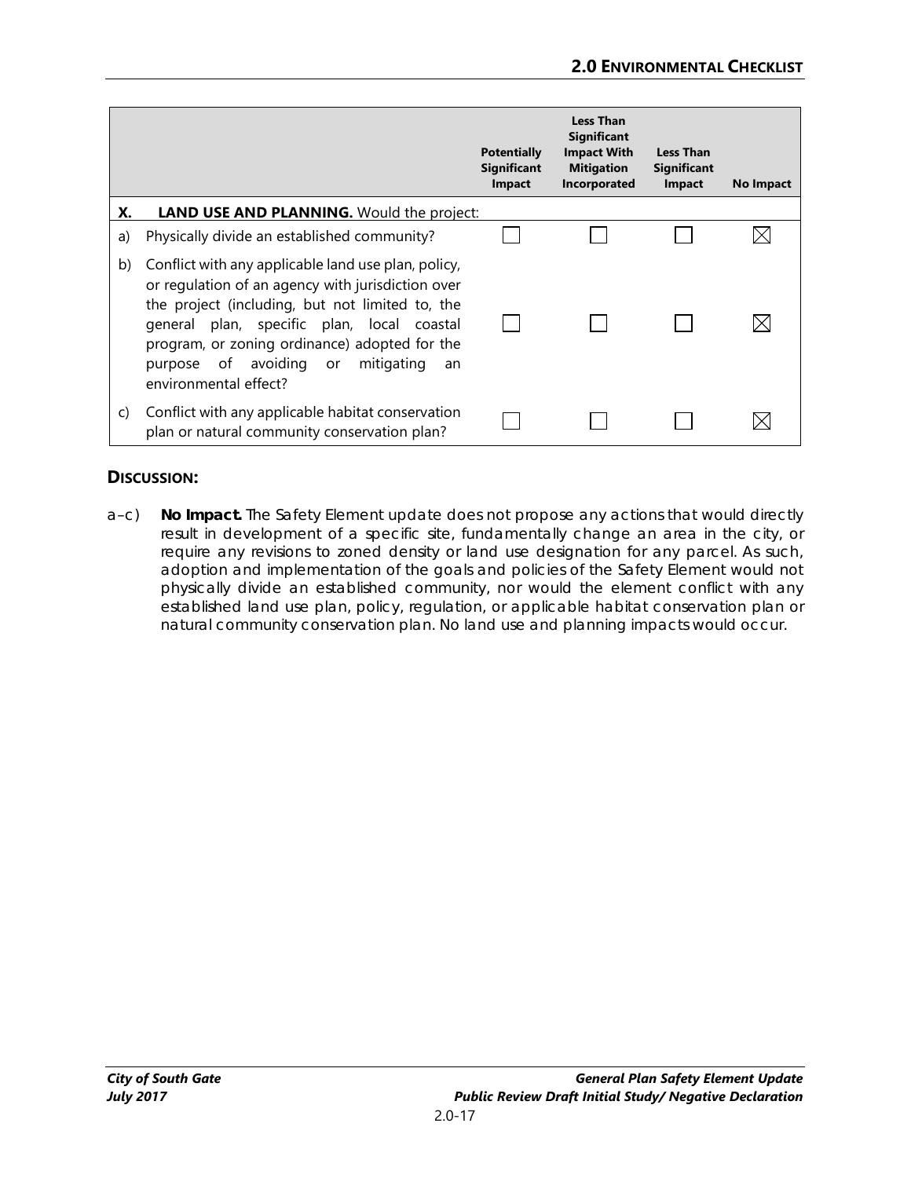| | | Potentially Significant Impact | Less Than Significant Impact With Mitigation Incorporated | Less Than Significant Impact | No Impact |
|---|---|---|---|---|---|
| **X.** | **LAND USE AND PLANNING.** Would the project: | | | | |
| a) | Physically divide an established community? | ☐ | ☐ | ☐ | ☒ |
| b) | Conflict with any applicable land use plan, policy, or regulation of an agency with jurisdiction over the project (including, but not limited to, the general plan, specific plan, local coastal program, or zoning ordinance) adopted for the purpose of avoiding or mitigating an environmental effect? | ☐ | ☐ | ☐ | ☒ |
| c) | Conflict with any applicable habitat conservation plan or natural community conservation plan? | ☐ | ☐ | ☐ | ☒ |

### DISCUSSION:

a–c) **No Impact.** The Safety Element update does not propose any actions that would directly result in development of a specific site, fundamentally change an area in the city, or require any revisions to zoned density or land use designation for any parcel. As such, adoption and implementation of the goals and policies of the Safety Element would not physically divide an established community, nor would the element conflict with any established land use plan, policy, regulation, or applicable habitat conservation plan or natural community conservation plan. No land use and planning impacts would occur.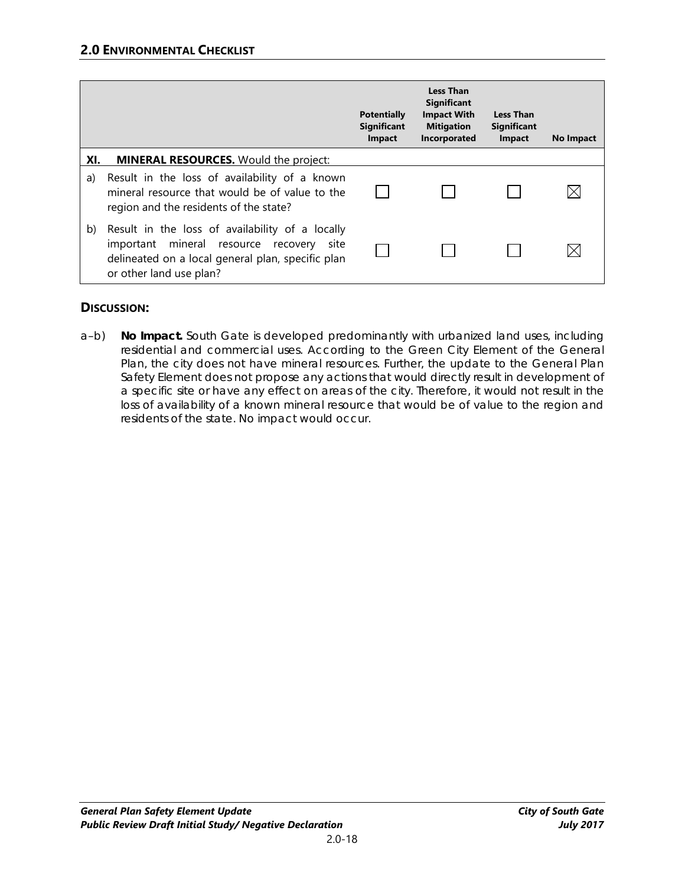| | | Potentially Significant Impact | Less Than Significant Impact With Mitigation Incorporated | Less Than Significant Impact | No Impact |
|---|---|---|---|---|---|
| **XI.** | **MINERAL RESOURCES.** Would the project: | | | | |
| a) | Result in the loss of availability of a known mineral resource that would be of value to the region and the residents of the state? | ☐ | ☐ | ☐ | ☒ |
| b) | Result in the loss of availability of a locally important mineral resource recovery site delineated on a local general plan, specific plan or other land use plan? | ☐ | ☐ | ☐ | ☒ |

## DISCUSSION:

a–b) **No Impact.** South Gate is developed predominantly with urbanized land uses, including residential and commercial uses. According to the Green City Element of the General Plan, the city does not have mineral resources. Further, the update to the General Plan Safety Element does not propose any actions that would directly result in development of a specific site or have any effect on areas of the city. Therefore, it would not result in the loss of availability of a known mineral resource that would be of value to the region and residents of the state. No impact would occur.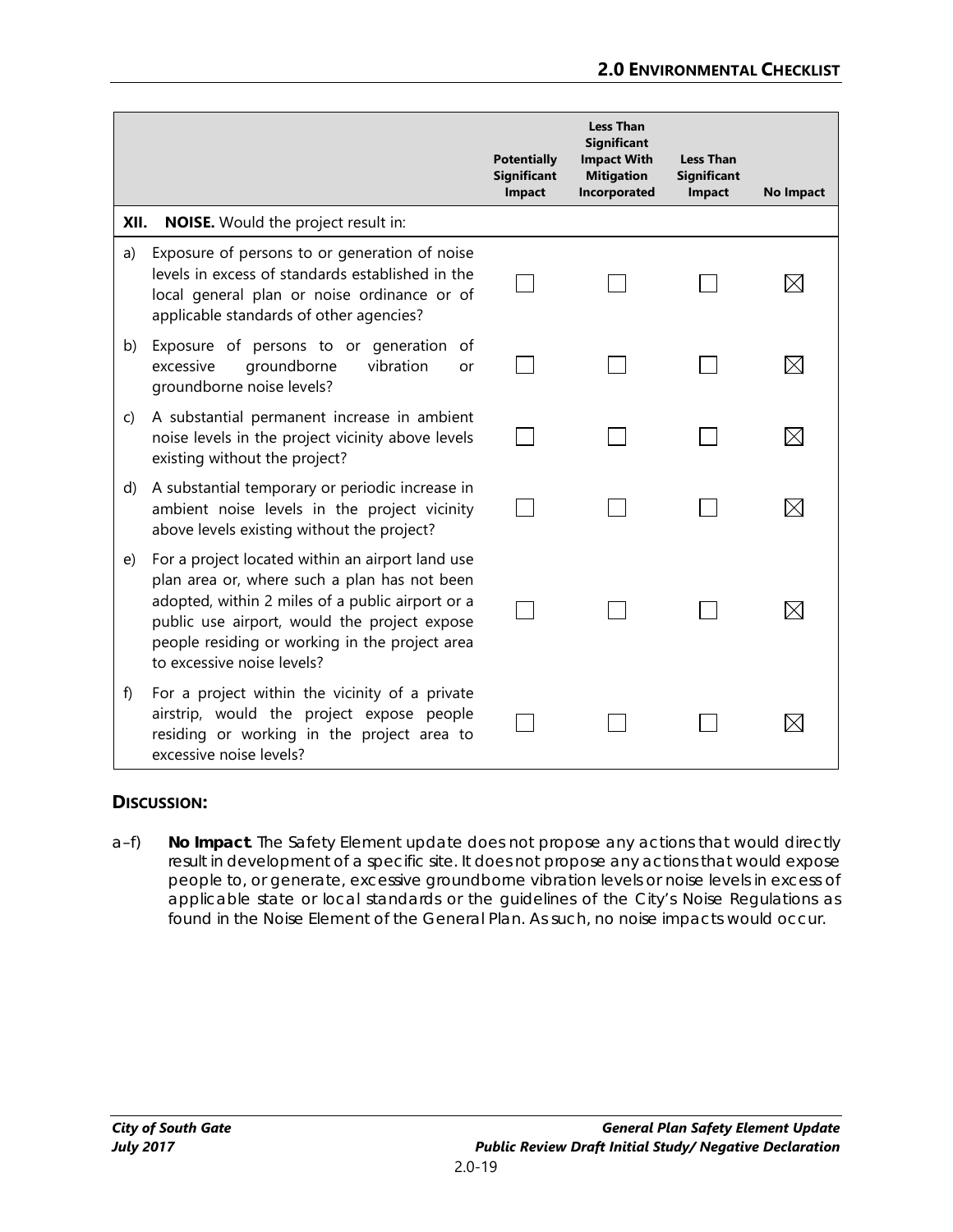| | Potentially Significant Impact | Less Than Significant Impact With Mitigation Incorporated | Less Than Significant Impact | No Impact |
|---|---|---|---|---|
| **XII. NOISE.** Would the project result in: | | | | |
| a) Exposure of persons to or generation of noise levels in excess of standards established in the local general plan or noise ordinance or of applicable standards of other agencies? | ☐ | ☐ | ☐ | ☒ |
| b) Exposure of persons to or generation of excessive groundborne vibration or groundborne noise levels? | ☐ | ☐ | ☐ | ☒ |
| c) A substantial permanent increase in ambient noise levels in the project vicinity above levels existing without the project? | ☐ | ☐ | ☐ | ☒ |
| d) A substantial temporary or periodic increase in ambient noise levels in the project vicinity above levels existing without the project? | ☐ | ☐ | ☐ | ☒ |
| e) For a project located within an airport land use plan area or, where such a plan has not been adopted, within 2 miles of a public airport or a public use airport, would the project expose people residing or working in the project area to excessive noise levels? | ☐ | ☐ | ☐ | ☒ |
| f) For a project within the vicinity of a private airstrip, would the project expose people residing or working in the project area to excessive noise levels? | ☐ | ☐ | ☐ | ☒ |

## DISCUSSION:

a–f) **No Impact**. The Safety Element update does not propose any actions that would directly result in development of a specific site. It does not propose any actions that would expose people to, or generate, excessive groundborne vibration levels or noise levels in excess of applicable state or local standards or the guidelines of the City's Noise Regulations as found in the Noise Element of the General Plan. As such, no noise impacts would occur.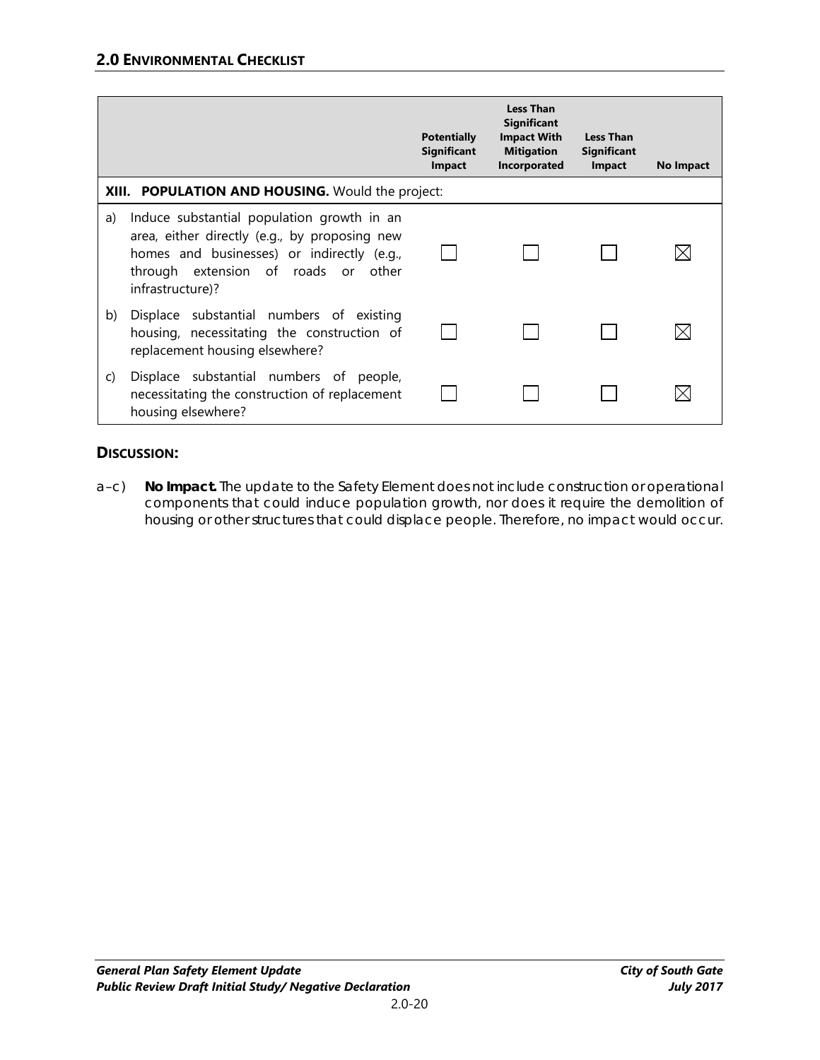## 2.0 ENVIRONMENTAL CHECKLIST

| | Potentially Significant Impact | Less Than Significant Impact With Mitigation Incorporated | Less Than Significant Impact | No Impact |
|---|---|---|---|---|
| **XIII. POPULATION AND HOUSING.** Would the project: | | | | |
| a) Induce substantial population growth in an area, either directly (e.g., by proposing new homes and businesses) or indirectly (e.g., through extension of roads or other infrastructure)? | ☐ | ☐ | ☐ | ☒ |
| b) Displace substantial numbers of existing housing, necessitating the construction of replacement housing elsewhere? | ☐ | ☐ | ☐ | ☒ |
| c) Displace substantial numbers of people, necessitating the construction of replacement housing elsewhere? | ☐ | ☐ | ☐ | ☒ |

### DISCUSSION:

a–c) **No Impact.** The update to the Safety Element does not include construction or operational components that could induce population growth, nor does it require the demolition of housing or other structures that could displace people. Therefore, no impact would occur.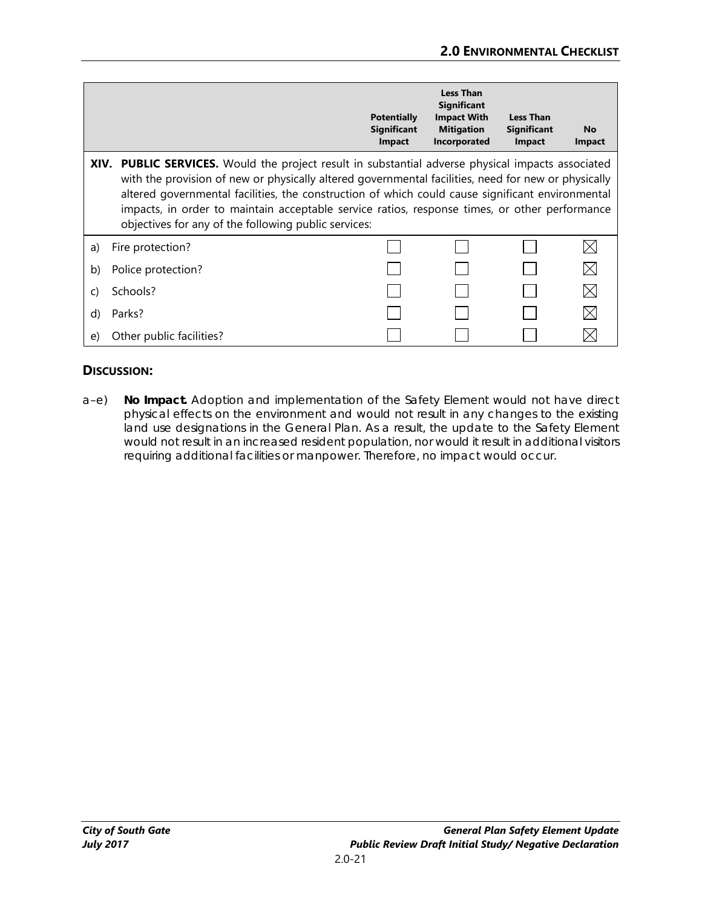| | Potentially Significant Impact | Less Than Significant Impact With Mitigation Incorporated | Less Than Significant Impact | No Impact |
|---|---|---|---|---|
| **XIV. PUBLIC SERVICES.** Would the project result in substantial adverse physical impacts associated with the provision of new or physically altered governmental facilities, need for new or physically altered governmental facilities, the construction of which could cause significant environmental impacts, in order to maintain acceptable service ratios, response times, or other performance objectives for any of the following public services: | | | | |
| a) Fire protection? | ☐ | ☐ | ☐ | ☒ |
| b) Police protection? | ☐ | ☐ | ☐ | ☒ |
| c) Schools? | ☐ | ☐ | ☐ | ☒ |
| d) Parks? | ☐ | ☐ | ☐ | ☒ |
| e) Other public facilities? | ☐ | ☐ | ☐ | ☒ |

## DISCUSSION:

a–e) **No Impact.** Adoption and implementation of the Safety Element would not have direct physical effects on the environment and would not result in any changes to the existing land use designations in the General Plan. As a result, the update to the Safety Element would not result in an increased resident population, nor would it result in additional visitors requiring additional facilities or manpower. Therefore, no impact would occur.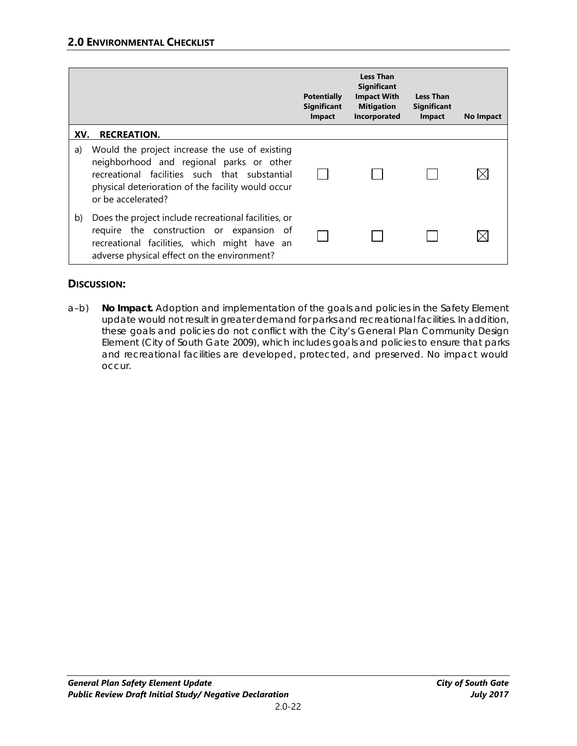| | Potentially Significant Impact | Less Than Significant Impact With Mitigation Incorporated | Less Than Significant Impact | No Impact |
|---|---|---|---|---|
| **XV. RECREATION.** | | | | |
| a) Would the project increase the use of existing neighborhood and regional parks or other recreational facilities such that substantial physical deterioration of the facility would occur or be accelerated? | ☐ | ☐ | ☐ | ☒ |
| b) Does the project include recreational facilities, or require the construction or expansion of recreational facilities, which might have an adverse physical effect on the environment? | ☐ | ☐ | ☐ | ☒ |

## DISCUSSION:

a–b) **No Impact.** Adoption and implementation of the goals and policies in the Safety Element update would not result in greater demand for parks and recreational facilities. In addition, these goals and policies do not conflict with the City's General Plan Community Design Element (City of South Gate 2009), which includes goals and policies to ensure that parks and recreational facilities are developed, protected, and preserved. No impact would occur.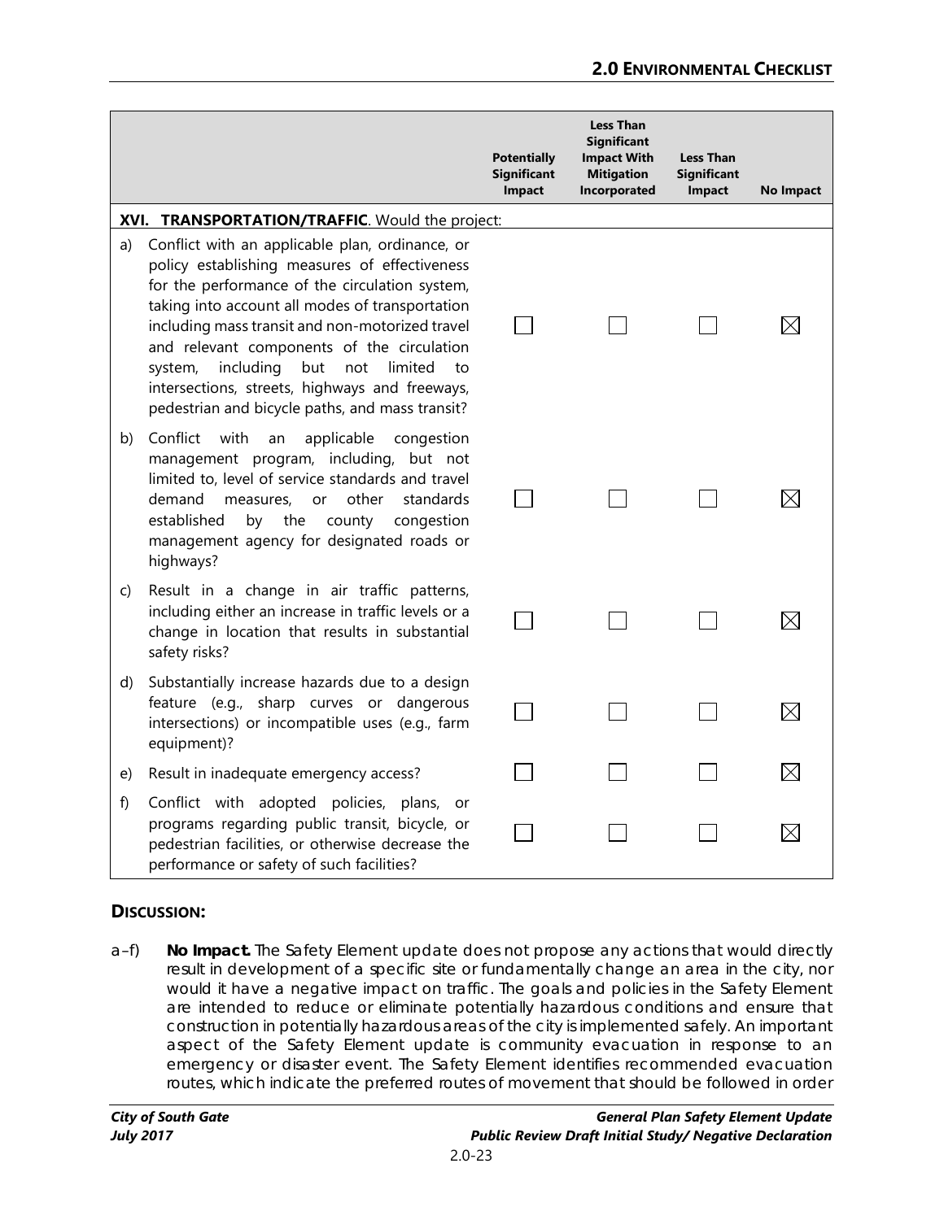| | Potentially Significant Impact | Less Than Significant Impact With Mitigation Incorporated | Less Than Significant Impact | No Impact |
|---|---|---|---|---|
| **XVI. TRANSPORTATION/TRAFFIC**. Would the project: | | | | |
| a) Conflict with an applicable plan, ordinance, or policy establishing measures of effectiveness for the performance of the circulation system, taking into account all modes of transportation including mass transit and non-motorized travel and relevant components of the circulation system, including but not limited to intersections, streets, highways and freeways, pedestrian and bicycle paths, and mass transit? | ☐ | ☐ | ☐ | ☒ |
| b) Conflict with an applicable congestion management program, including, but not limited to, level of service standards and travel demand measures, or other standards established by the county congestion management agency for designated roads or highways? | ☐ | ☐ | ☐ | ☒ |
| c) Result in a change in air traffic patterns, including either an increase in traffic levels or a change in location that results in substantial safety risks? | ☐ | ☐ | ☐ | ☒ |
| d) Substantially increase hazards due to a design feature (e.g., sharp curves or dangerous intersections) or incompatible uses (e.g., farm equipment)? | ☐ | ☐ | ☐ | ☒ |
| e) Result in inadequate emergency access? | ☐ | ☐ | ☐ | ☒ |
| f) Conflict with adopted policies, plans, or programs regarding public transit, bicycle, or pedestrian facilities, or otherwise decrease the performance or safety of such facilities? | ☐ | ☐ | ☐ | ☒ |

## DISCUSSION:

a–f) **No Impact.** The Safety Element update does not propose any actions that would directly result in development of a specific site or fundamentally change an area in the city, nor would it have a negative impact on traffic. The goals and policies in the Safety Element are intended to reduce or eliminate potentially hazardous conditions and ensure that construction in potentially hazardous areas of the city is implemented safely. An important aspect of the Safety Element update is community evacuation in response to an emergency or disaster event. The Safety Element identifies recommended evacuation routes, which indicate the preferred routes of movement that should be followed in order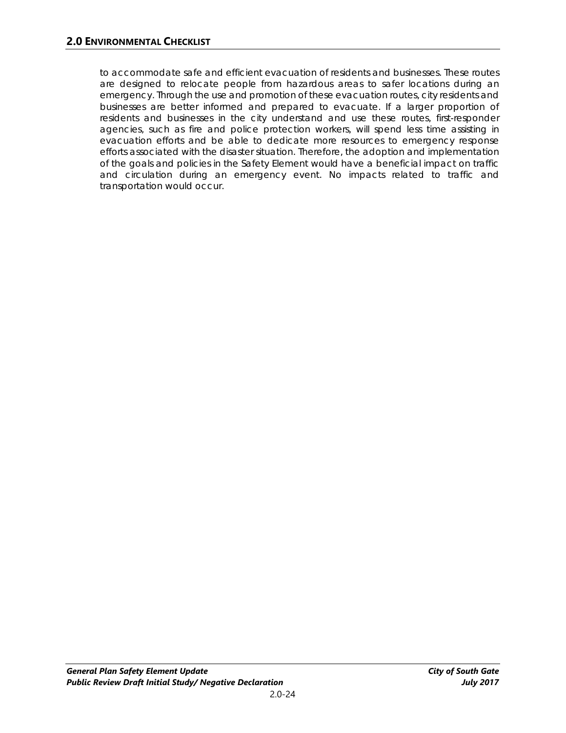to accommodate safe and efficient evacuation of residents and businesses. These routes are designed to relocate people from hazardous areas to safer locations during an emergency. Through the use and promotion of these evacuation routes, city residents and businesses are better informed and prepared to evacuate. If a larger proportion of residents and businesses in the city understand and use these routes, first-responder agencies, such as fire and police protection workers, will spend less time assisting in evacuation efforts and be able to dedicate more resources to emergency response efforts associated with the disaster situation. Therefore, the adoption and implementation of the goals and policies in the Safety Element would have a beneficial impact on traffic and circulation during an emergency event. No impacts related to traffic and transportation would occur.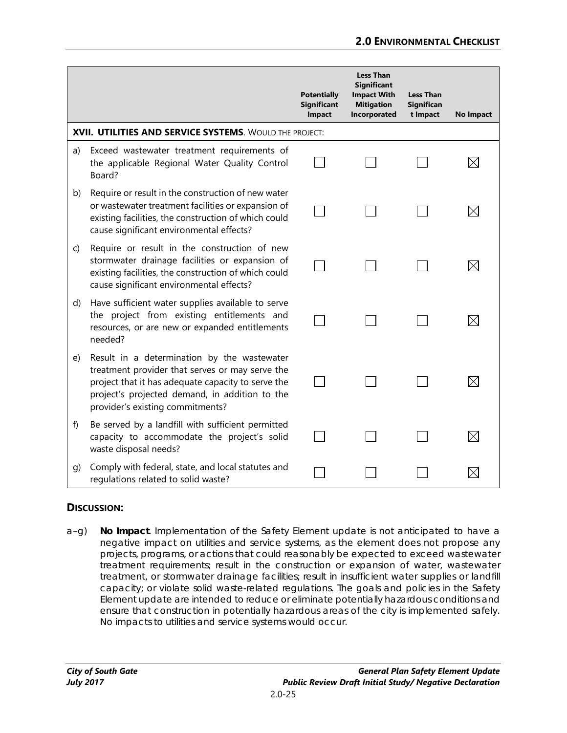| | | Potentially Significant Impact | Less Than Significant Impact With Mitigation Incorporated | Less Than Significant Impact | No Impact |
|---|---|---|---|---|---|
| **XVII. UTILITIES AND SERVICE SYSTEMS**. WOULD THE PROJECT: | | | | | |
| a) | Exceed wastewater treatment requirements of the applicable Regional Water Quality Control Board? | ☐ | ☐ | ☐ | ☒ |
| b) | Require or result in the construction of new water or wastewater treatment facilities or expansion of existing facilities, the construction of which could cause significant environmental effects? | ☐ | ☐ | ☐ | ☒ |
| c) | Require or result in the construction of new stormwater drainage facilities or expansion of existing facilities, the construction of which could cause significant environmental effects? | ☐ | ☐ | ☐ | ☒ |
| d) | Have sufficient water supplies available to serve the project from existing entitlements and resources, or are new or expanded entitlements needed? | ☐ | ☐ | ☐ | ☒ |
| e) | Result in a determination by the wastewater treatment provider that serves or may serve the project that it has adequate capacity to serve the project's projected demand, in addition to the provider's existing commitments? | ☐ | ☐ | ☐ | ☒ |
| f) | Be served by a landfill with sufficient permitted capacity to accommodate the project's solid waste disposal needs? | ☐ | ☐ | ☐ | ☒ |
| g) | Comply with federal, state, and local statutes and regulations related to solid waste? | ☐ | ☐ | ☐ | ☒ |

## DISCUSSION:

a–g) **No Impact**. Implementation of the Safety Element update is not anticipated to have a negative impact on utilities and service systems, as the element does not propose any projects, programs, or actions that could reasonably be expected to exceed wastewater treatment requirements; result in the construction or expansion of water, wastewater treatment, or stormwater drainage facilities; result in insufficient water supplies or landfill capacity; or violate solid waste-related regulations. The goals and policies in the Safety Element update are intended to reduce or eliminate potentially hazardous conditions and ensure that construction in potentially hazardous areas of the city is implemented safely. No impacts to utilities and service systems would occur.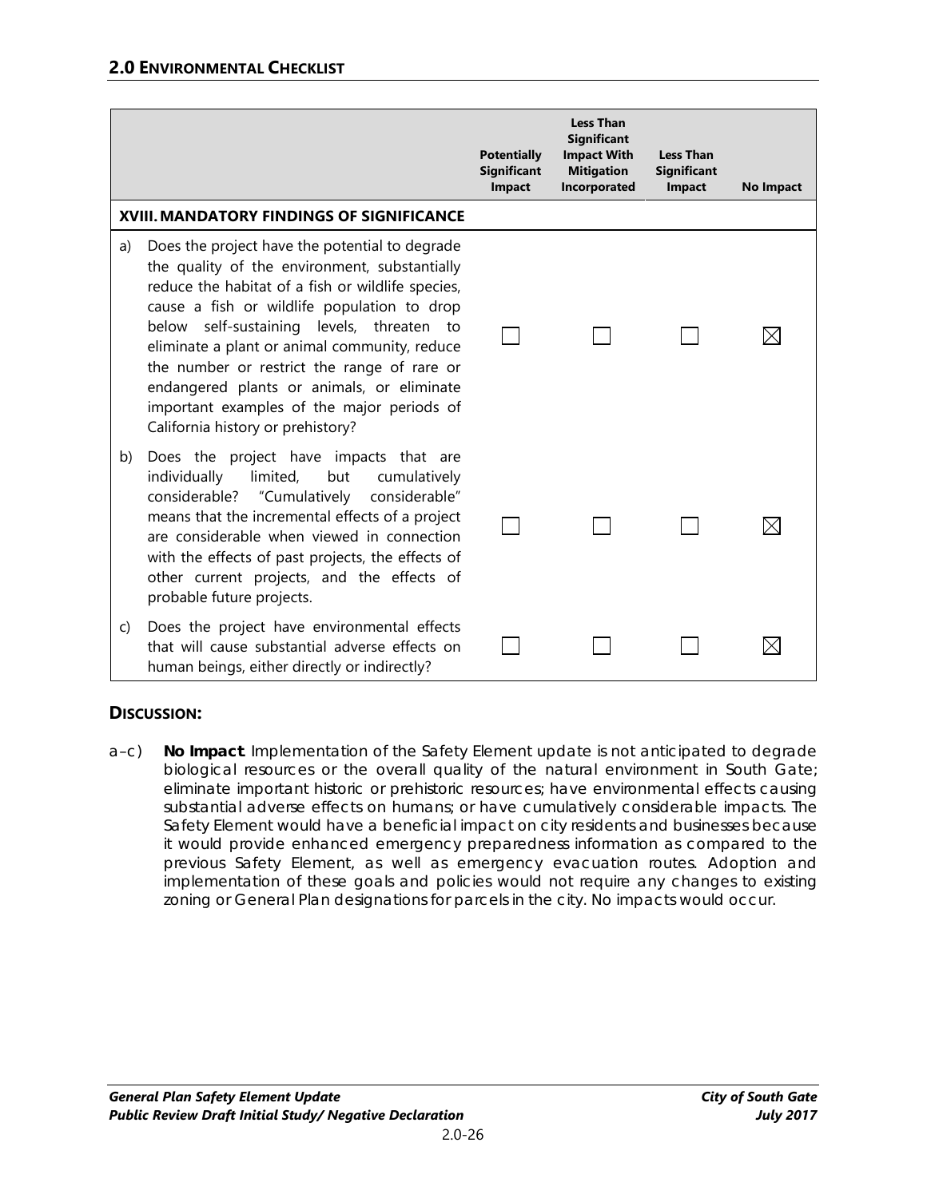## 2.0 ENVIRONMENTAL CHECKLIST

| | Potentially Significant Impact | Less Than Significant Impact With Mitigation Incorporated | Less Than Significant Impact | No Impact |
|---|---|---|---|---|
| **XVIII. MANDATORY FINDINGS OF SIGNIFICANCE** | | | | |
| a) Does the project have the potential to degrade the quality of the environment, substantially reduce the habitat of a fish or wildlife species, cause a fish or wildlife population to drop below self-sustaining levels, threaten to eliminate a plant or animal community, reduce the number or restrict the range of rare or endangered plants or animals, or eliminate important examples of the major periods of California history or prehistory? | ☐ | ☐ | ☐ | ☒ |
| b) Does the project have impacts that are individually limited, but cumulatively considerable? "Cumulatively considerable" means that the incremental effects of a project are considerable when viewed in connection with the effects of past projects, the effects of other current projects, and the effects of probable future projects. | ☐ | ☐ | ☐ | ☒ |
| c) Does the project have environmental effects that will cause substantial adverse effects on human beings, either directly or indirectly? | ☐ | ☐ | ☐ | ☒ |

### DISCUSSION:

a–c) **No Impact**. Implementation of the Safety Element update is not anticipated to degrade biological resources or the overall quality of the natural environment in South Gate; eliminate important historic or prehistoric resources; have environmental effects causing substantial adverse effects on humans; or have cumulatively considerable impacts. The Safety Element would have a beneficial impact on city residents and businesses because it would provide enhanced emergency preparedness information as compared to the previous Safety Element, as well as emergency evacuation routes. Adoption and implementation of these goals and policies would not require any changes to existing zoning or General Plan designations for parcels in the city. No impacts would occur.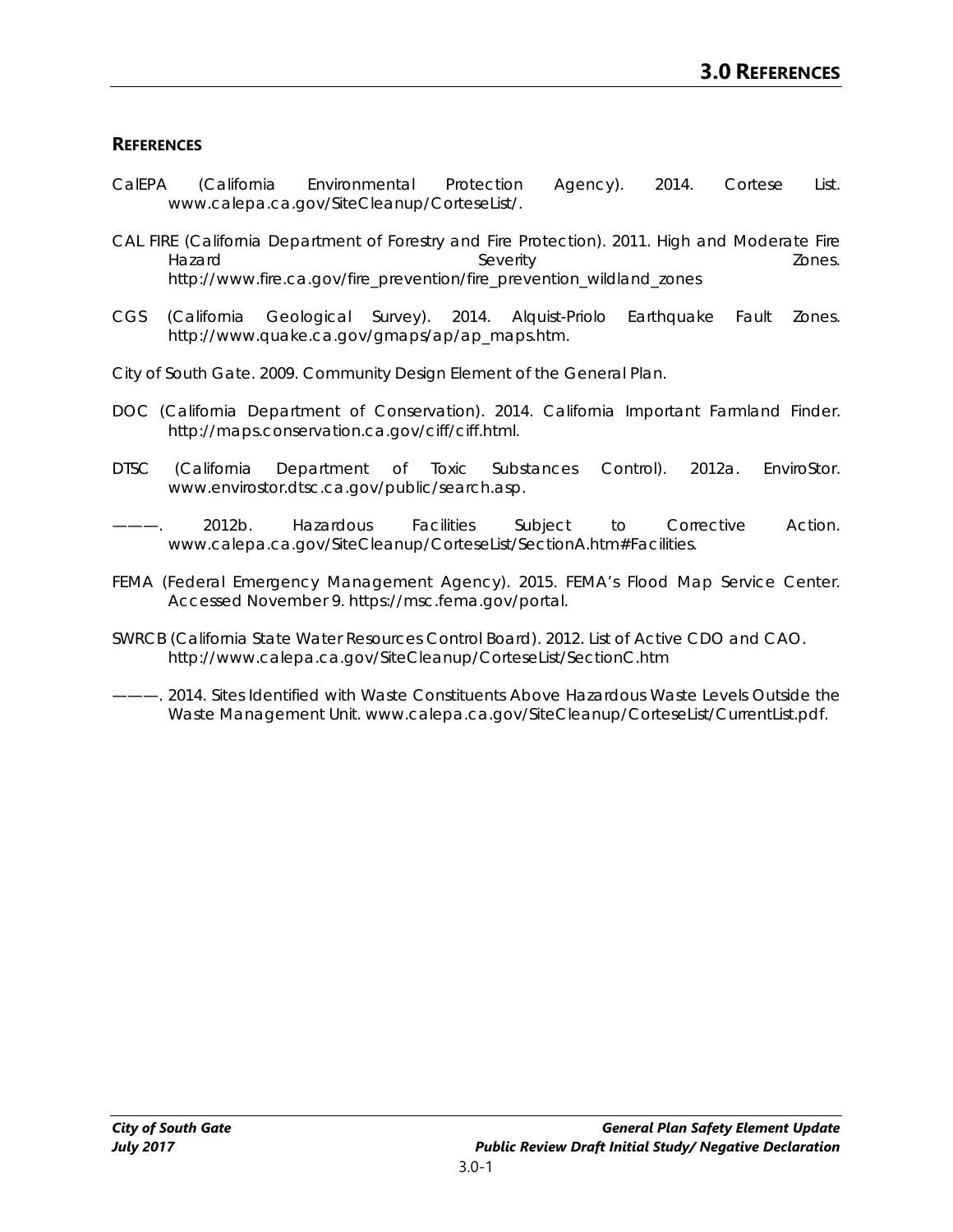# 3.0 REFERENCES

## REFERENCES

CalEPA (California Environmental Protection Agency). 2014. Cortese List. www.calepa.ca.gov/SiteCleanup/CorteseList/.

CAL FIRE (California Department of Forestry and Fire Protection). 2011. High and Moderate Fire Hazard Severity Zones. http://www.fire.ca.gov/fire_prevention/fire_prevention_wildland_zones

CGS (California Geological Survey). 2014. Alquist-Priolo Earthquake Fault Zones. http://www.quake.ca.gov/gmaps/ap/ap_maps.htm.

City of South Gate. 2009. Community Design Element of the General Plan.

DOC (California Department of Conservation). 2014. California Important Farmland Finder. http://maps.conservation.ca.gov/ciff/ciff.html.

DTSC (California Department of Toxic Substances Control). 2012a. EnviroStor. www.envirostor.dtsc.ca.gov/public/search.asp.

———. 2012b. Hazardous Facilities Subject to Corrective Action. www.calepa.ca.gov/SiteCleanup/CorteseList/SectionA.htm#Facilities.

FEMA (Federal Emergency Management Agency). 2015. FEMA's Flood Map Service Center. Accessed November 9. https://msc.fema.gov/portal.

SWRCB (California State Water Resources Control Board). 2012. List of Active CDO and CAO. http://www.calepa.ca.gov/SiteCleanup/CorteseList/SectionC.htm

———. 2014. Sites Identified with Waste Constituents Above Hazardous Waste Levels Outside the Waste Management Unit. www.calepa.ca.gov/SiteCleanup/CorteseList/CurrentList.pdf.